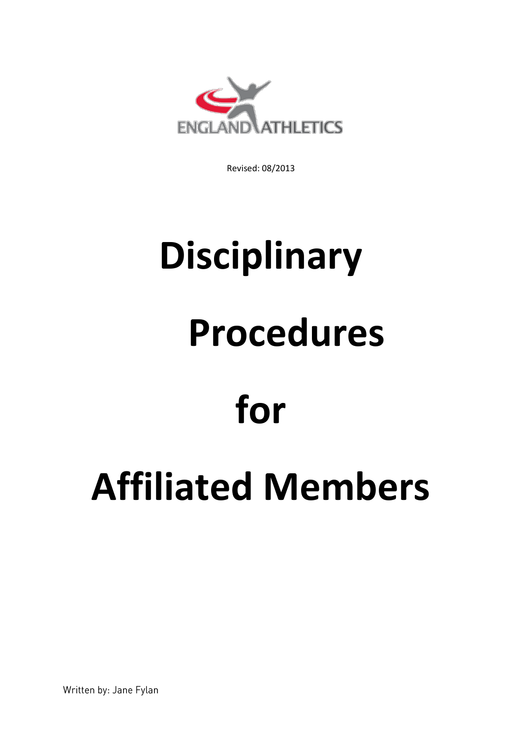ENGLAND ATHLETICS

Revised: 08/2013

# Disciplinary Procedures for Affiliated Members

Written by: Jane Fylan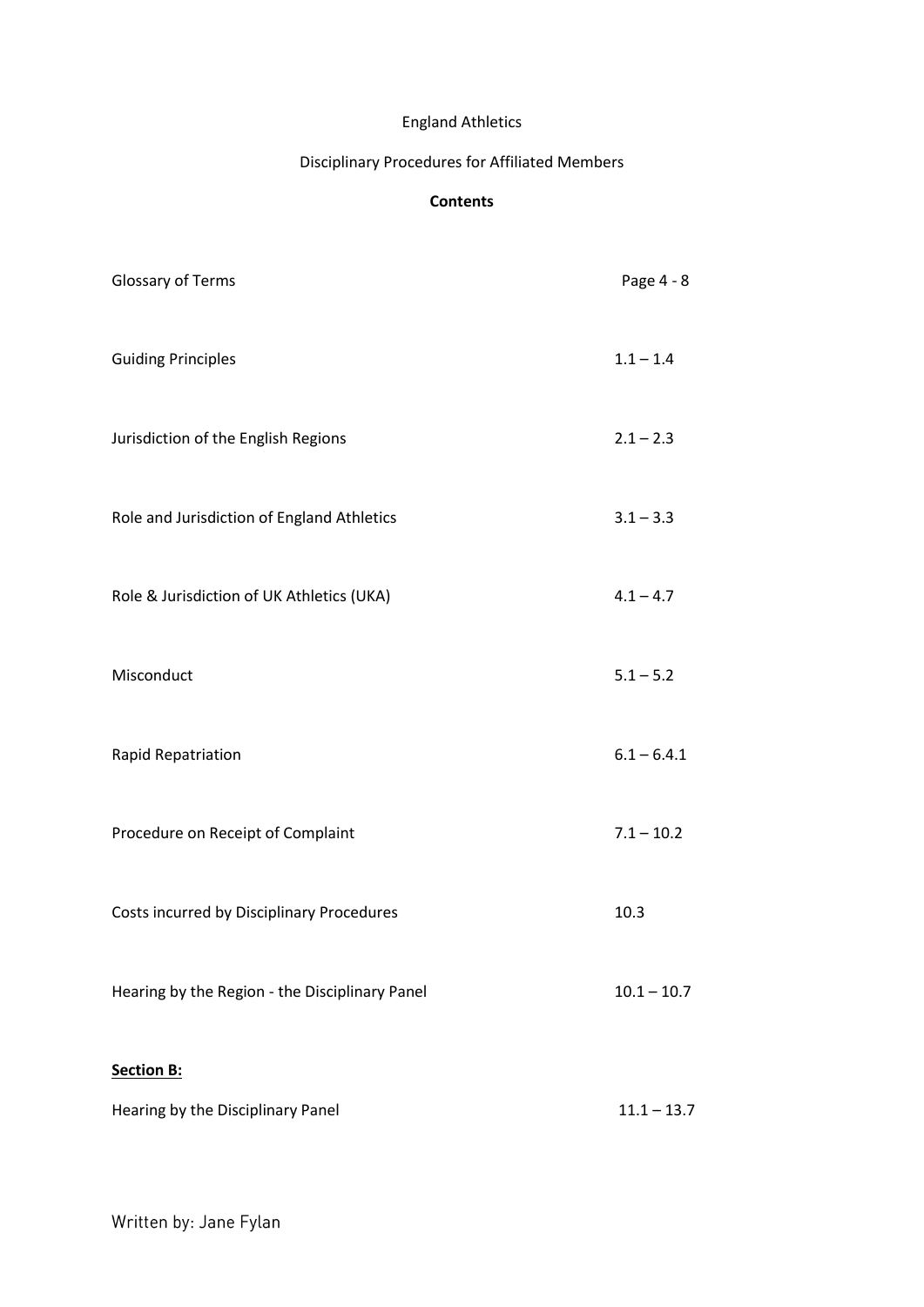England Athletics

Disciplinary Procedures for Affiliated Members

**Contents**

| | |
|---|---|
| Glossary of Terms | Page 4 - 8 |
| Guiding Principles | 1.1 – 1.4 |
| Jurisdiction of the English Regions | 2.1 – 2.3 |
| Role and Jurisdiction of England Athletics | 3.1 – 3.3 |
| Role & Jurisdiction of UK Athletics (UKA) | 4.1 – 4.7 |
| Misconduct | 5.1 – 5.2 |
| Rapid Repatriation | 6.1 – 6.4.1 |
| Procedure on Receipt of Complaint | 7.1 – 10.2 |
| Costs incurred by Disciplinary Procedures | 10.3 |
| Hearing by the Region - the Disciplinary Panel | 10.1 – 10.7 |
| **Section B:** | |
| Hearing by the Disciplinary Panel | 11.1 – 13.7 |

Written by: Jane Fylan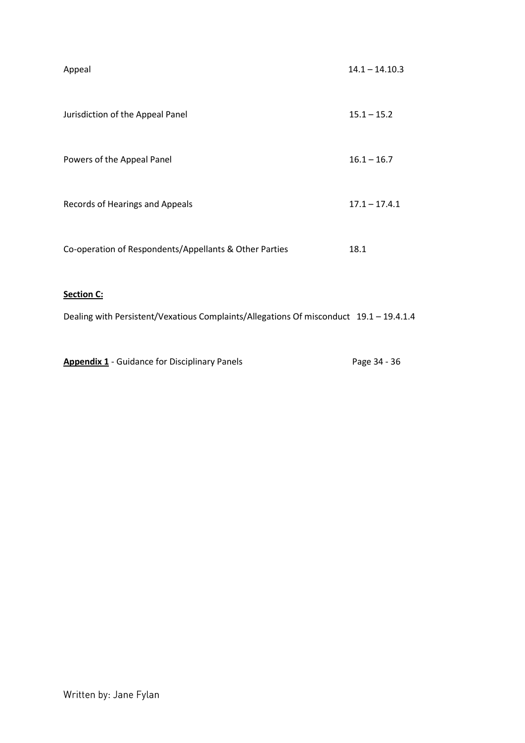| | |
|---|---|
| Appeal | 14.1 – 14.10.3 |
| Jurisdiction of the Appeal Panel | 15.1 – 15.2 |
| Powers of the Appeal Panel | 16.1 – 16.7 |
| Records of Hearings and Appeals | 17.1 – 17.4.1 |
| Co-operation of Respondents/Appellants & Other Parties | 18.1 |

**Section C:**

| | |
|---|---|
| Dealing with Persistent/Vexatious Complaints/Allegations Of misconduct | 19.1 – 19.4.1.4 |
| **Appendix 1** - Guidance for Disciplinary Panels | Page 34 - 36 |

Written by: Jane Fylan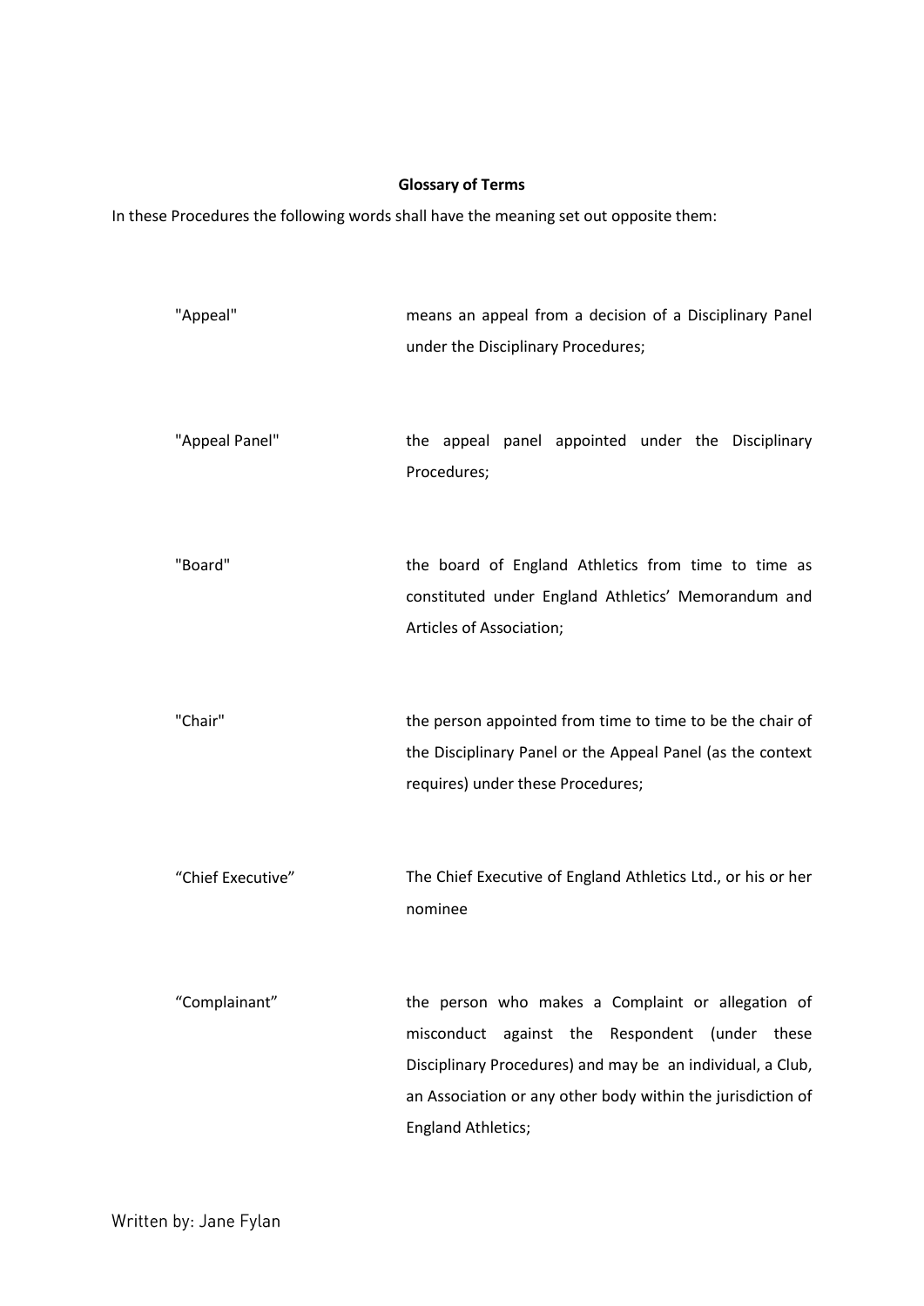**Glossary of Terms**

In these Procedures the following words shall have the meaning set out opposite them:

| | |
|---|---|
| "Appeal" | means an appeal from a decision of a Disciplinary Panel under the Disciplinary Procedures; |
| "Appeal Panel" | the appeal panel appointed under the Disciplinary Procedures; |
| "Board" | the board of England Athletics from time to time as constituted under England Athletics' Memorandum and Articles of Association; |
| "Chair" | the person appointed from time to time to be the chair of the Disciplinary Panel or the Appeal Panel (as the context requires) under these Procedures; |
| "Chief Executive" | The Chief Executive of England Athletics Ltd., or his or her nominee |
| "Complainant" | the person who makes a Complaint or allegation of misconduct against the Respondent (under these Disciplinary Procedures) and may be an individual, a Club, an Association or any other body within the jurisdiction of England Athletics; |

Written by: Jane Fylan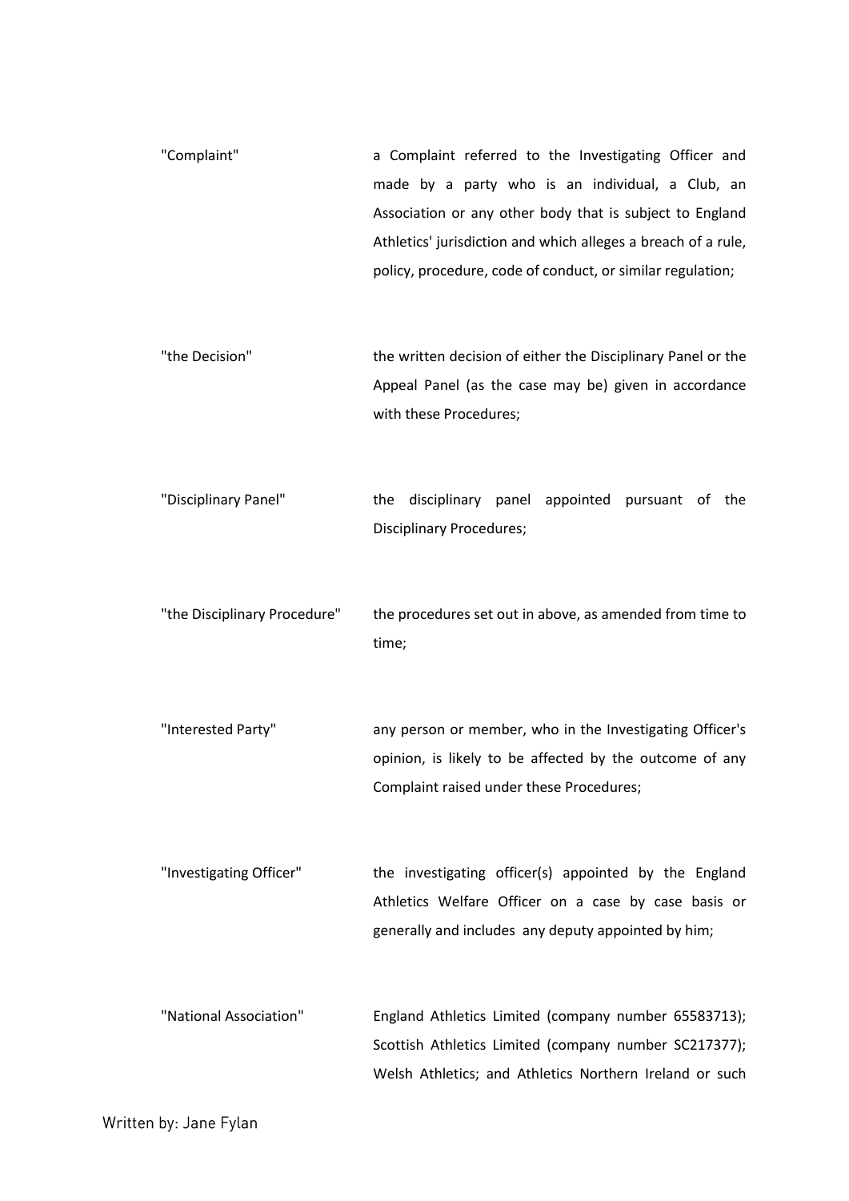| | |
|---|---|
| "Complaint" | a Complaint referred to the Investigating Officer and made by a party who is an individual, a Club, an Association or any other body that is subject to England Athletics' jurisdiction and which alleges a breach of a rule, policy, procedure, code of conduct, or similar regulation; |
| "the Decision" | the written decision of either the Disciplinary Panel or the Appeal Panel (as the case may be) given in accordance with these Procedures; |
| "Disciplinary Panel" | the disciplinary panel appointed pursuant of the Disciplinary Procedures; |
| "the Disciplinary Procedure" | the procedures set out in above, as amended from time to time; |
| "Interested Party" | any person or member, who in the Investigating Officer's opinion, is likely to be affected by the outcome of any Complaint raised under these Procedures; |
| "Investigating Officer" | the investigating officer(s) appointed by the England Athletics Welfare Officer on a case by case basis or generally and includes any deputy appointed by him; |
| "National Association" | England Athletics Limited (company number 65583713); Scottish Athletics Limited (company number SC217377); Welsh Athletics; and Athletics Northern Ireland or such |

Written by: Jane Fylan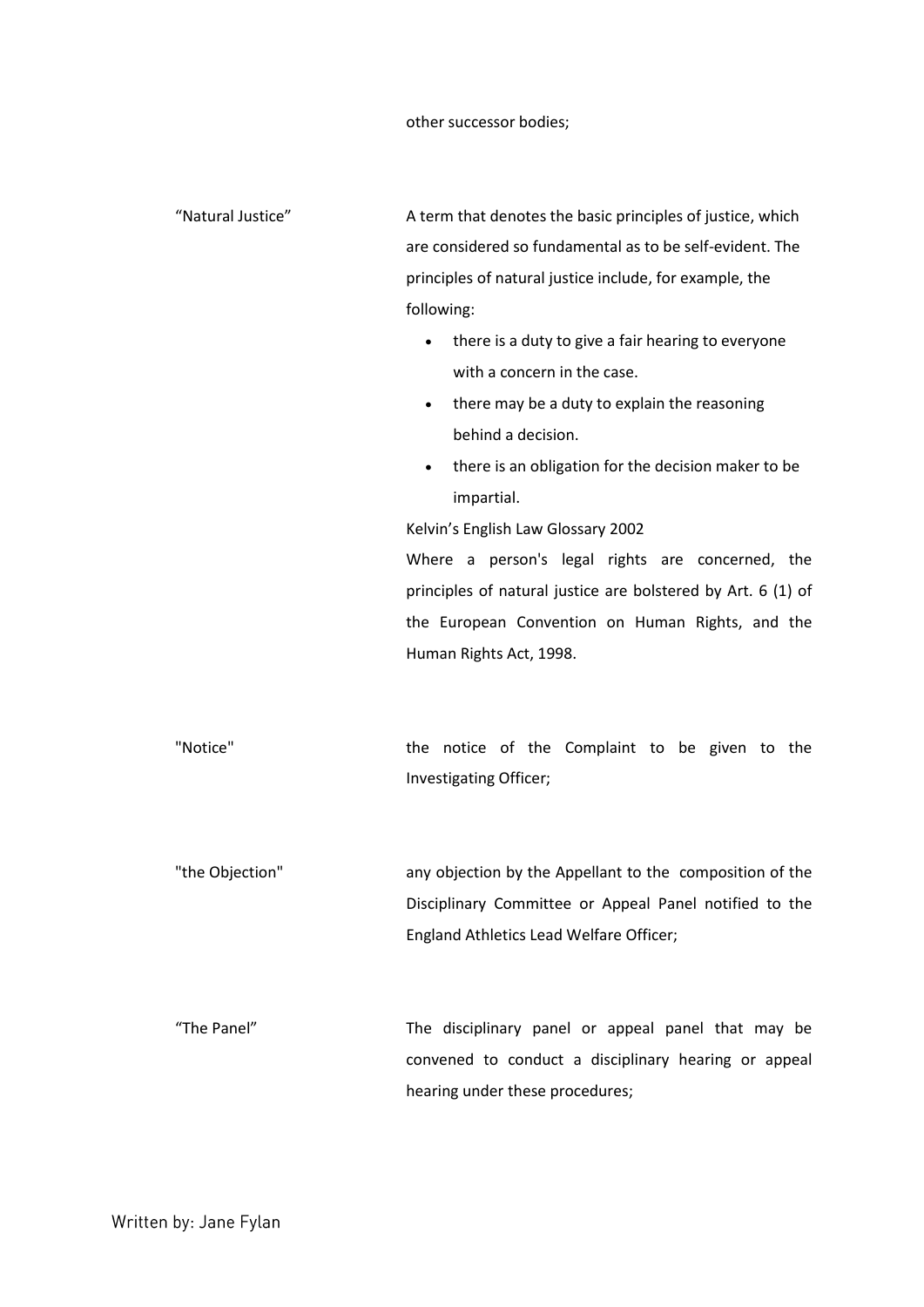| | |
|---|---|
| | other successor bodies; |
| “Natural Justice” | A term that denotes the basic principles of justice, which are considered so fundamental as to be self-evident. The principles of natural justice include, for example, the following:<br>• there is a duty to give a fair hearing to everyone with a concern in the case.<br>• there may be a duty to explain the reasoning behind a decision.<br>• there is an obligation for the decision maker to be impartial.<br>Kelvin’s English Law Glossary 2002<br>Where a person's legal rights are concerned, the principles of natural justice are bolstered by Art. 6 (1) of the European Convention on Human Rights, and the Human Rights Act, 1998. |
| "Notice" | the notice of the Complaint to be given to the Investigating Officer; |
| "the Objection" | any objection by the Appellant to the composition of the Disciplinary Committee or Appeal Panel notified to the England Athletics Lead Welfare Officer; |
| “The Panel” | The disciplinary panel or appeal panel that may be convened to conduct a disciplinary hearing or appeal hearing under these procedures; |

Written by: Jane Fylan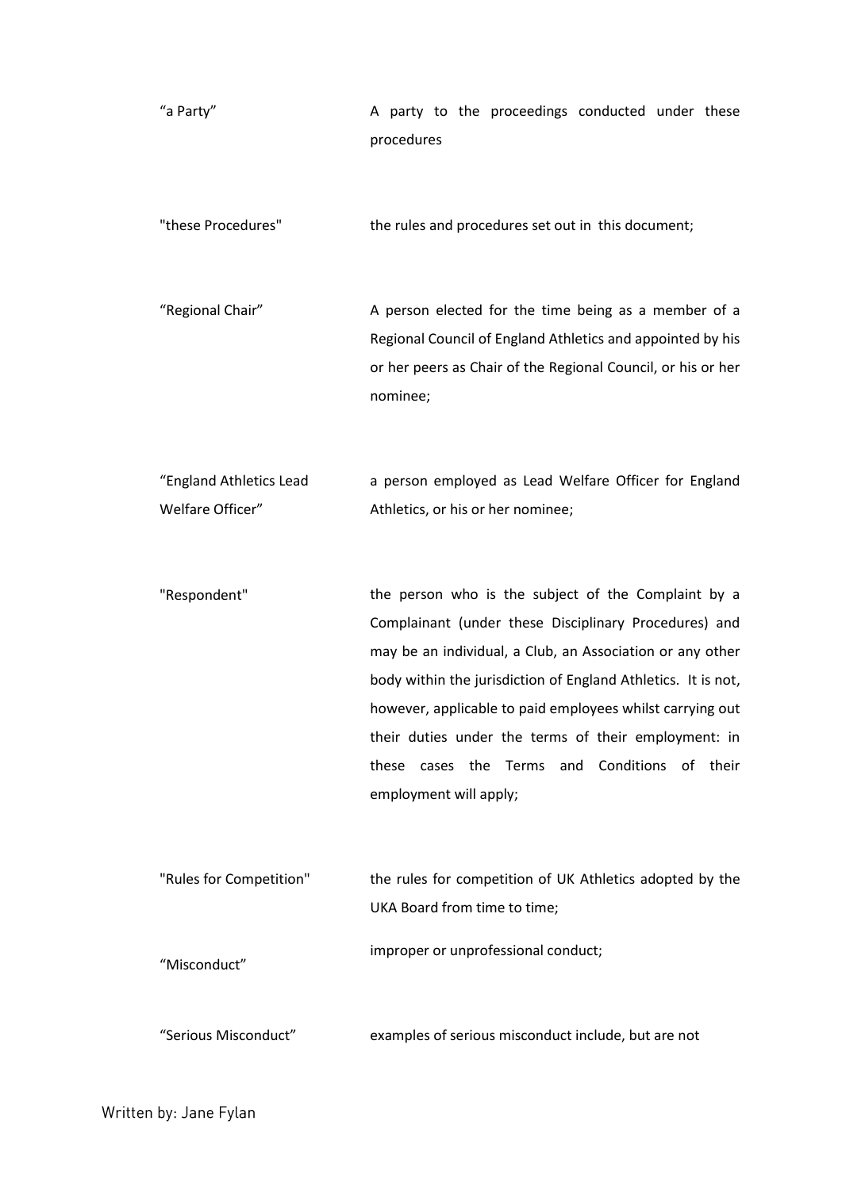| | |
|---|---|
| “a Party” | A party to the proceedings conducted under these procedures |
| "these Procedures" | the rules and procedures set out in this document; |
| “Regional Chair” | A person elected for the time being as a member of a Regional Council of England Athletics and appointed by his or her peers as Chair of the Regional Council, or his or her nominee; |
| “England Athletics Lead Welfare Officer” | a person employed as Lead Welfare Officer for England Athletics, or his or her nominee; |
| "Respondent" | the person who is the subject of the Complaint by a Complainant (under these Disciplinary Procedures) and may be an individual, a Club, an Association or any other body within the jurisdiction of England Athletics. It is not, however, applicable to paid employees whilst carrying out their duties under the terms of their employment: in these cases the Terms and Conditions of their employment will apply; |
| "Rules for Competition" | the rules for competition of UK Athletics adopted by the UKA Board from time to time; |
| “Misconduct” | improper or unprofessional conduct; |
| “Serious Misconduct” | examples of serious misconduct include, but are not |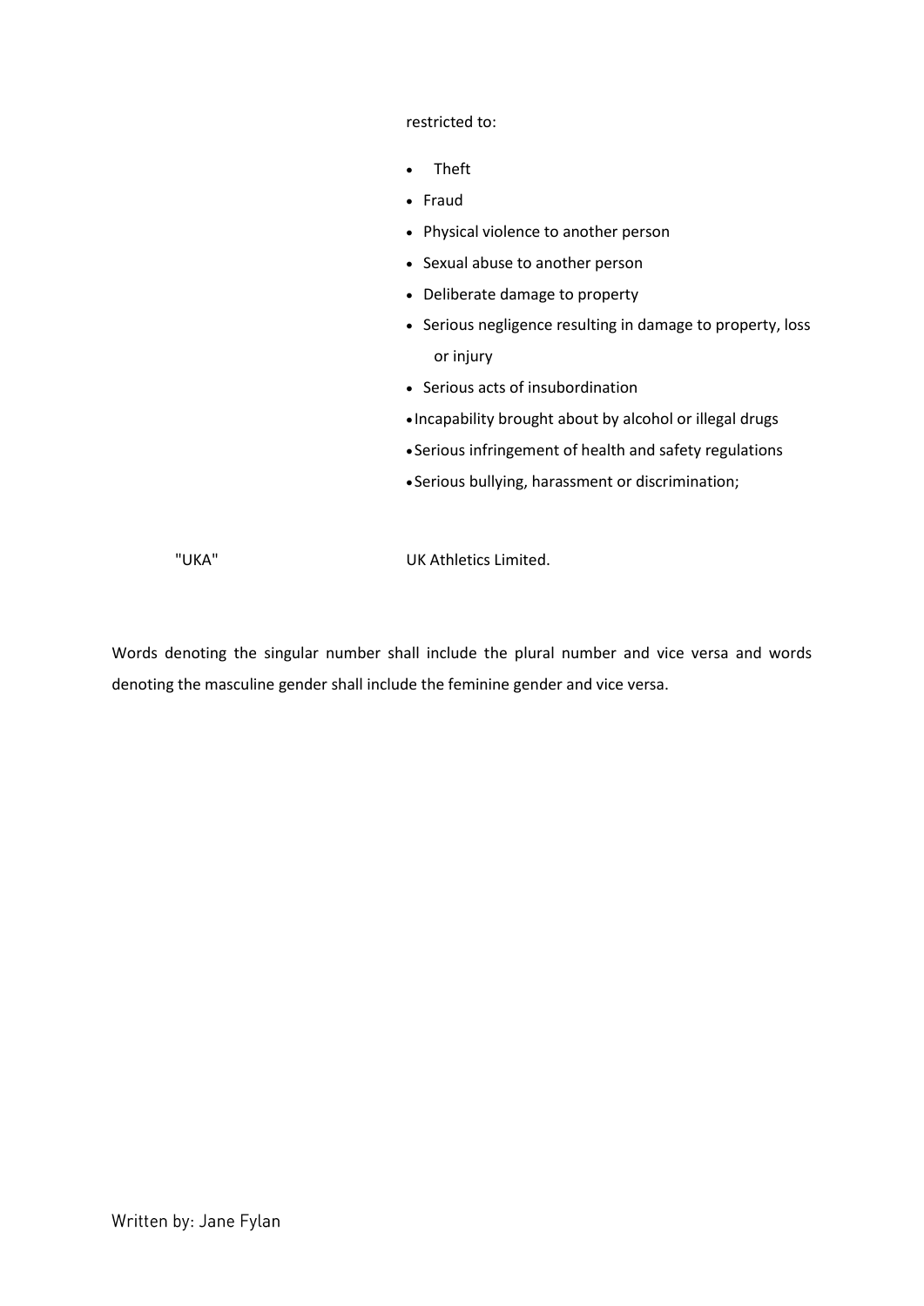restricted to:

- Theft
- Fraud
- Physical violence to another person
- Sexual abuse to another person
- Deliberate damage to property
- Serious negligence resulting in damage to property, loss or injury
- Serious acts of insubordination
- Incapability brought about by alcohol or illegal drugs
- Serious infringement of health and safety regulations
- Serious bullying, harassment or discrimination;

"UKA" UK Athletics Limited.

Words denoting the singular number shall include the plural number and vice versa and words denoting the masculine gender shall include the feminine gender and vice versa.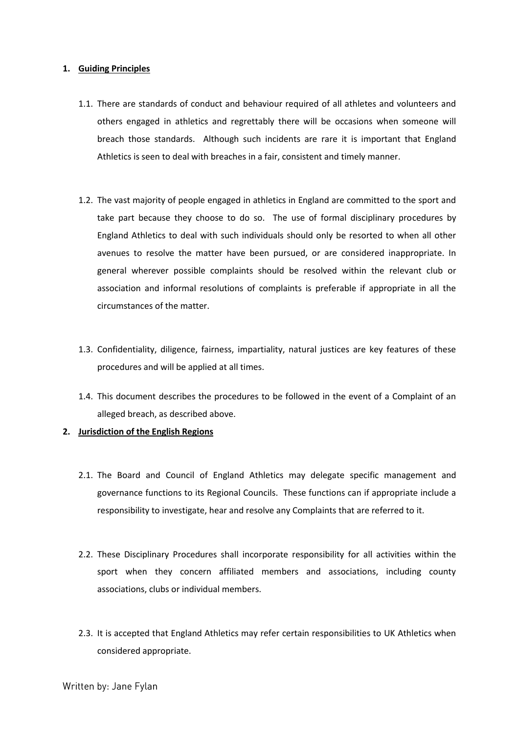## 1. Guiding Principles

1.1. There are standards of conduct and behaviour required of all athletes and volunteers and others engaged in athletics and regrettably there will be occasions when someone will breach those standards. Although such incidents are rare it is important that England Athletics is seen to deal with breaches in a fair, consistent and timely manner.

1.2. The vast majority of people engaged in athletics in England are committed to the sport and take part because they choose to do so. The use of formal disciplinary procedures by England Athletics to deal with such individuals should only be resorted to when all other avenues to resolve the matter have been pursued, or are considered inappropriate. In general wherever possible complaints should be resolved within the relevant club or association and informal resolutions of complaints is preferable if appropriate in all the circumstances of the matter.

1.3. Confidentiality, diligence, fairness, impartiality, natural justices are key features of these procedures and will be applied at all times.

1.4. This document describes the procedures to be followed in the event of a Complaint of an alleged breach, as described above.

## 2. Jurisdiction of the English Regions

2.1. The Board and Council of England Athletics may delegate specific management and governance functions to its Regional Councils. These functions can if appropriate include a responsibility to investigate, hear and resolve any Complaints that are referred to it.

2.2. These Disciplinary Procedures shall incorporate responsibility for all activities within the sport when they concern affiliated members and associations, including county associations, clubs or individual members.

2.3. It is accepted that England Athletics may refer certain responsibilities to UK Athletics when considered appropriate.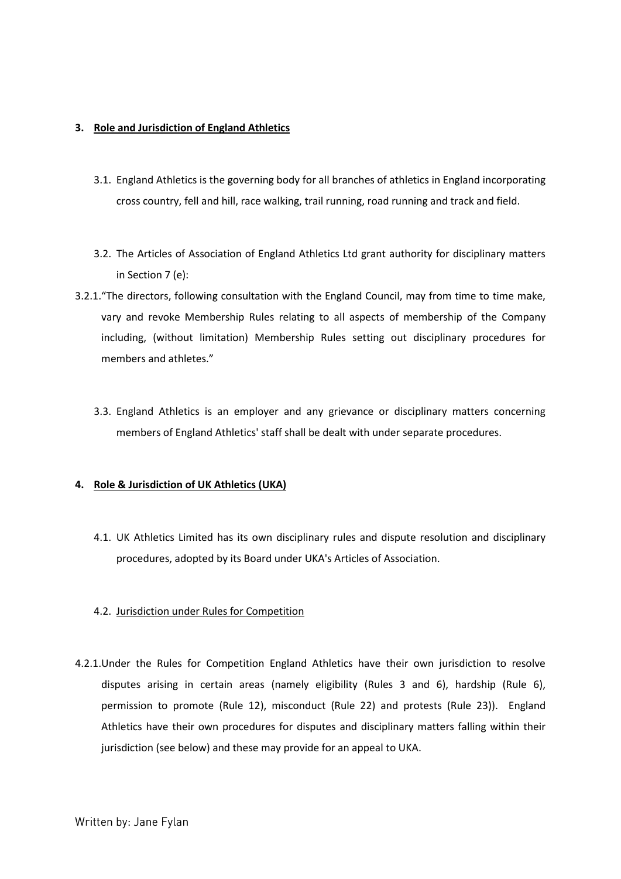## 3. Role and Jurisdiction of England Athletics

3.1. England Athletics is the governing body for all branches of athletics in England incorporating cross country, fell and hill, race walking, trail running, road running and track and field.

3.2. The Articles of Association of England Athletics Ltd grant authority for disciplinary matters in Section 7 (e):

3.2.1. "The directors, following consultation with the England Council, may from time to time make, vary and revoke Membership Rules relating to all aspects of membership of the Company including, (without limitation) Membership Rules setting out disciplinary procedures for members and athletes."

3.3. England Athletics is an employer and any grievance or disciplinary matters concerning members of England Athletics' staff shall be dealt with under separate procedures.

## 4. Role & Jurisdiction of UK Athletics (UKA)

4.1. UK Athletics Limited has its own disciplinary rules and dispute resolution and disciplinary procedures, adopted by its Board under UKA's Articles of Association.

4.2. Jurisdiction under Rules for Competition

4.2.1. Under the Rules for Competition England Athletics have their own jurisdiction to resolve disputes arising in certain areas (namely eligibility (Rules 3 and 6), hardship (Rule 6), permission to promote (Rule 12), misconduct (Rule 22) and protests (Rule 23)). England Athletics have their own procedures for disputes and disciplinary matters falling within their jurisdiction (see below) and these may provide for an appeal to UKA.

Written by: Jane Fylan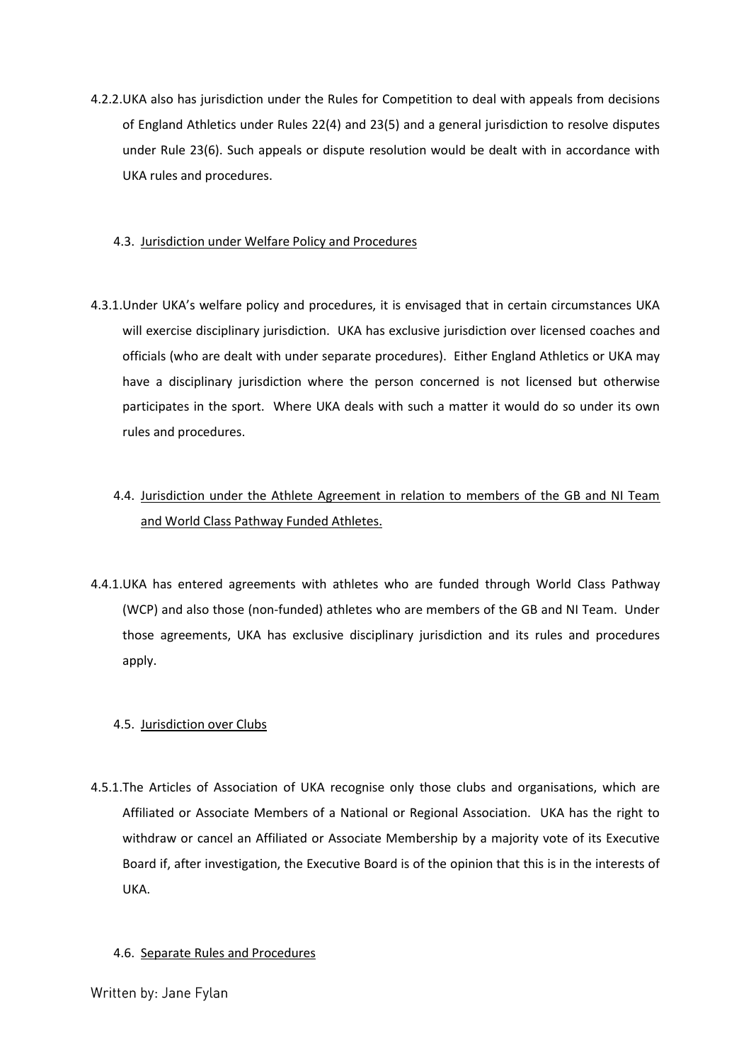4.2.2. UKA also has jurisdiction under the Rules for Competition to deal with appeals from decisions of England Athletics under Rules 22(4) and 23(5) and a general jurisdiction to resolve disputes under Rule 23(6). Such appeals or dispute resolution would be dealt with in accordance with UKA rules and procedures.

### 4.3. Jurisdiction under Welfare Policy and Procedures

4.3.1. Under UKA's welfare policy and procedures, it is envisaged that in certain circumstances UKA will exercise disciplinary jurisdiction. UKA has exclusive jurisdiction over licensed coaches and officials (who are dealt with under separate procedures). Either England Athletics or UKA may have a disciplinary jurisdiction where the person concerned is not licensed but otherwise participates in the sport. Where UKA deals with such a matter it would do so under its own rules and procedures.

### 4.4. Jurisdiction under the Athlete Agreement in relation to members of the GB and NI Team and World Class Pathway Funded Athletes.

4.4.1. UKA has entered agreements with athletes who are funded through World Class Pathway (WCP) and also those (non-funded) athletes who are members of the GB and NI Team. Under those agreements, UKA has exclusive disciplinary jurisdiction and its rules and procedures apply.

### 4.5. Jurisdiction over Clubs

4.5.1. The Articles of Association of UKA recognise only those clubs and organisations, which are Affiliated or Associate Members of a National or Regional Association. UKA has the right to withdraw or cancel an Affiliated or Associate Membership by a majority vote of its Executive Board if, after investigation, the Executive Board is of the opinion that this is in the interests of UKA.

### 4.6. Separate Rules and Procedures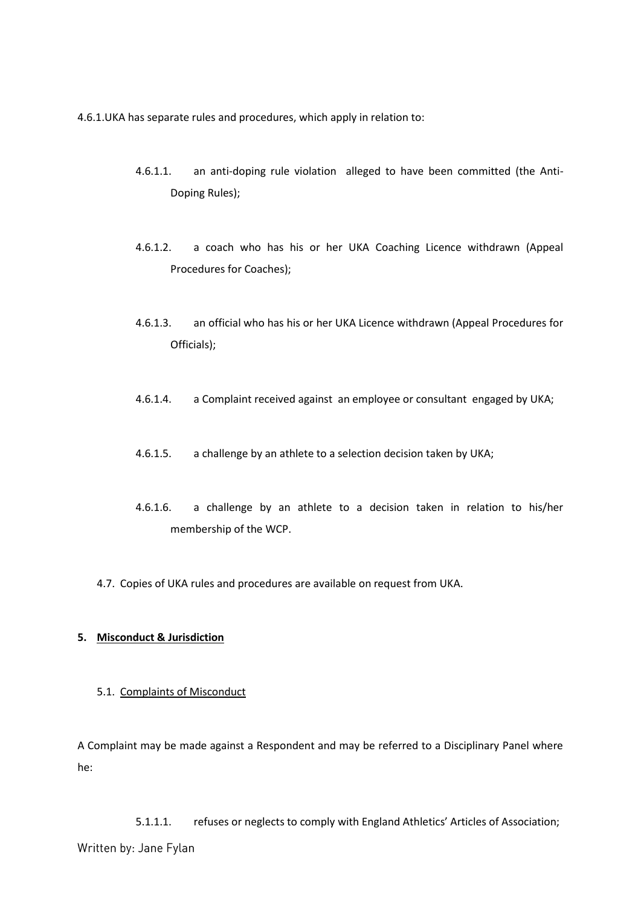4.6.1. UKA has separate rules and procedures, which apply in relation to:

4.6.1.1. an anti-doping rule violation alleged to have been committed (the Anti-Doping Rules);

4.6.1.2. a coach who has his or her UKA Coaching Licence withdrawn (Appeal Procedures for Coaches);

4.6.1.3. an official who has his or her UKA Licence withdrawn (Appeal Procedures for Officials);

4.6.1.4. a Complaint received against an employee or consultant engaged by UKA;

4.6.1.5. a challenge by an athlete to a selection decision taken by UKA;

4.6.1.6. a challenge by an athlete to a decision taken in relation to his/her membership of the WCP.

4.7. Copies of UKA rules and procedures are available on request from UKA.

## 5. Misconduct & Jurisdiction

### 5.1. Complaints of Misconduct

A Complaint may be made against a Respondent and may be referred to a Disciplinary Panel where he:

5.1.1.1. refuses or neglects to comply with England Athletics' Articles of Association;

Written by: Jane Fylan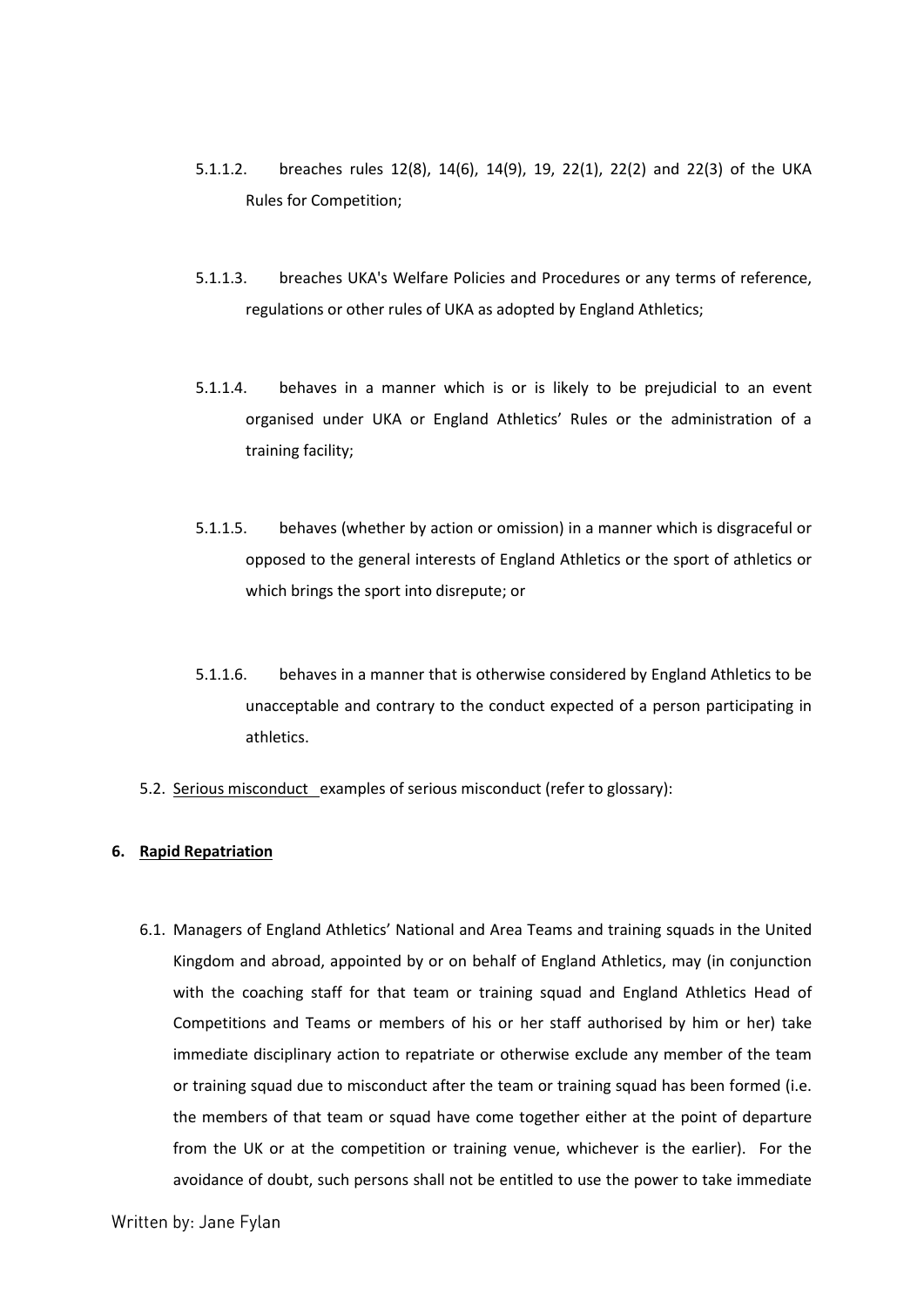5.1.1.2. breaches rules 12(8), 14(6), 14(9), 19, 22(1), 22(2) and 22(3) of the UKA Rules for Competition;

5.1.1.3. breaches UKA's Welfare Policies and Procedures or any terms of reference, regulations or other rules of UKA as adopted by England Athletics;

5.1.1.4. behaves in a manner which is or is likely to be prejudicial to an event organised under UKA or England Athletics' Rules or the administration of a training facility;

5.1.1.5. behaves (whether by action or omission) in a manner which is disgraceful or opposed to the general interests of England Athletics or the sport of athletics or which brings the sport into disrepute; or

5.1.1.6. behaves in a manner that is otherwise considered by England Athletics to be unacceptable and contrary to the conduct expected of a person participating in athletics.

5.2. Serious misconduct examples of serious misconduct (refer to glossary):

## 6. Rapid Repatriation

6.1. Managers of England Athletics' National and Area Teams and training squads in the United Kingdom and abroad, appointed by or on behalf of England Athletics, may (in conjunction with the coaching staff for that team or training squad and England Athletics Head of Competitions and Teams or members of his or her staff authorised by him or her) take immediate disciplinary action to repatriate or otherwise exclude any member of the team or training squad due to misconduct after the team or training squad has been formed (i.e. the members of that team or squad have come together either at the point of departure from the UK or at the competition or training venue, whichever is the earlier). For the avoidance of doubt, such persons shall not be entitled to use the power to take immediate

Written by: Jane Fylan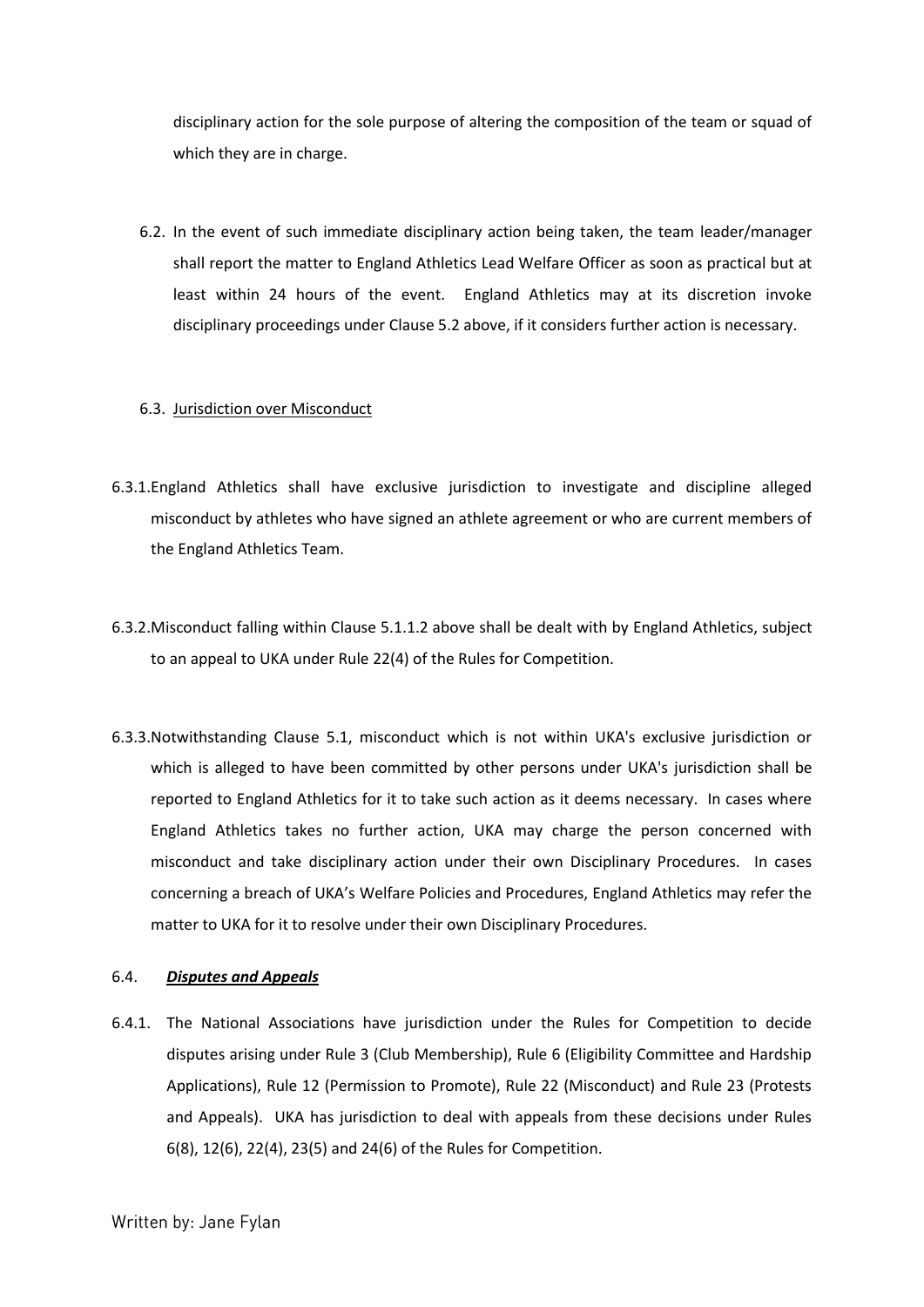disciplinary action for the sole purpose of altering the composition of the team or squad of which they are in charge.

6.2. In the event of such immediate disciplinary action being taken, the team leader/manager shall report the matter to England Athletics Lead Welfare Officer as soon as practical but at least within 24 hours of the event. England Athletics may at its discretion invoke disciplinary proceedings under Clause 5.2 above, if it considers further action is necessary.

6.3. Jurisdiction over Misconduct

6.3.1. England Athletics shall have exclusive jurisdiction to investigate and discipline alleged misconduct by athletes who have signed an athlete agreement or who are current members of the England Athletics Team.

6.3.2. Misconduct falling within Clause 5.1.1.2 above shall be dealt with by England Athletics, subject to an appeal to UKA under Rule 22(4) of the Rules for Competition.

6.3.3. Notwithstanding Clause 5.1, misconduct which is not within UKA's exclusive jurisdiction or which is alleged to have been committed by other persons under UKA's jurisdiction shall be reported to England Athletics for it to take such action as it deems necessary. In cases where England Athletics takes no further action, UKA may charge the person concerned with misconduct and take disciplinary action under their own Disciplinary Procedures. In cases concerning a breach of UKA's Welfare Policies and Procedures, England Athletics may refer the matter to UKA for it to resolve under their own Disciplinary Procedures.

6.4. ***Disputes and Appeals***

6.4.1. The National Associations have jurisdiction under the Rules for Competition to decide disputes arising under Rule 3 (Club Membership), Rule 6 (Eligibility Committee and Hardship Applications), Rule 12 (Permission to Promote), Rule 22 (Misconduct) and Rule 23 (Protests and Appeals). UKA has jurisdiction to deal with appeals from these decisions under Rules 6(8), 12(6), 22(4), 23(5) and 24(6) of the Rules for Competition.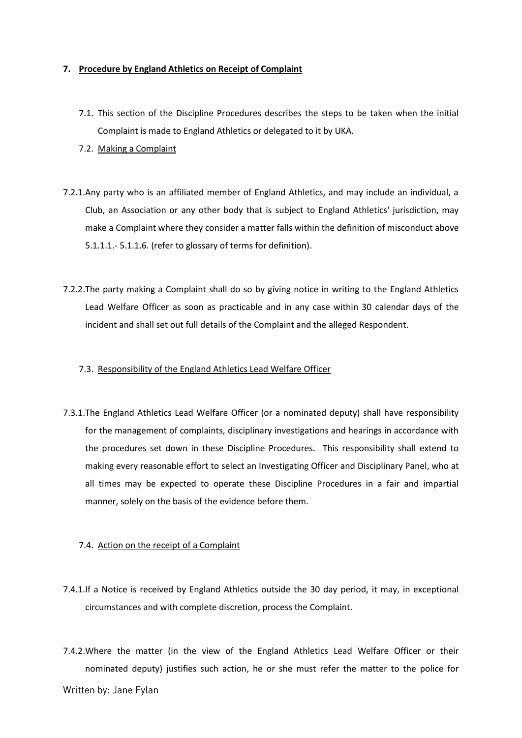## 7. Procedure by England Athletics on Receipt of Complaint

7.1. This section of the Discipline Procedures describes the steps to be taken when the initial Complaint is made to England Athletics or delegated to it by UKA.

7.2. Making a Complaint

7.2.1. Any party who is an affiliated member of England Athletics, and may include an individual, a Club, an Association or any other body that is subject to England Athletics' jurisdiction, may make a Complaint where they consider a matter falls within the definition of misconduct above 5.1.1.1.- 5.1.1.6. (refer to glossary of terms for definition).

7.2.2. The party making a Complaint shall do so by giving notice in writing to the England Athletics Lead Welfare Officer as soon as practicable and in any case within 30 calendar days of the incident and shall set out full details of the Complaint and the alleged Respondent.

7.3. Responsibility of the England Athletics Lead Welfare Officer

7.3.1. The England Athletics Lead Welfare Officer (or a nominated deputy) shall have responsibility for the management of complaints, disciplinary investigations and hearings in accordance with the procedures set down in these Discipline Procedures. This responsibility shall extend to making every reasonable effort to select an Investigating Officer and Disciplinary Panel, who at all times may be expected to operate these Discipline Procedures in a fair and impartial manner, solely on the basis of the evidence before them.

7.4. Action on the receipt of a Complaint

7.4.1. If a Notice is received by England Athletics outside the 30 day period, it may, in exceptional circumstances and with complete discretion, process the Complaint.

7.4.2. Where the matter (in the view of the England Athletics Lead Welfare Officer or their nominated deputy) justifies such action, he or she must refer the matter to the police for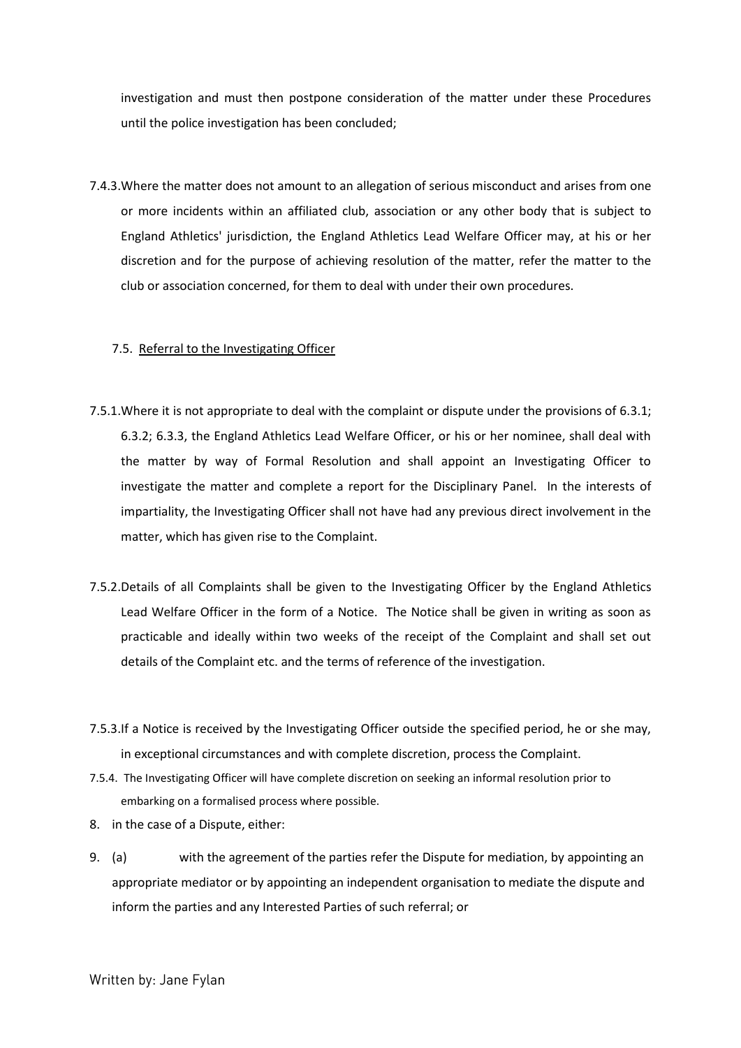investigation and must then postpone consideration of the matter under these Procedures until the police investigation has been concluded;

7.4.3. Where the matter does not amount to an allegation of serious misconduct and arises from one or more incidents within an affiliated club, association or any other body that is subject to England Athletics' jurisdiction, the England Athletics Lead Welfare Officer may, at his or her discretion and for the purpose of achieving resolution of the matter, refer the matter to the club or association concerned, for them to deal with under their own procedures.

### 7.5. Referral to the Investigating Officer

7.5.1. Where it is not appropriate to deal with the complaint or dispute under the provisions of 6.3.1; 6.3.2; 6.3.3, the England Athletics Lead Welfare Officer, or his or her nominee, shall deal with the matter by way of Formal Resolution and shall appoint an Investigating Officer to investigate the matter and complete a report for the Disciplinary Panel. In the interests of impartiality, the Investigating Officer shall not have had any previous direct involvement in the matter, which has given rise to the Complaint.

7.5.2. Details of all Complaints shall be given to the Investigating Officer by the England Athletics Lead Welfare Officer in the form of a Notice. The Notice shall be given in writing as soon as practicable and ideally within two weeks of the receipt of the Complaint and shall set out details of the Complaint etc. and the terms of reference of the investigation.

7.5.3. If a Notice is received by the Investigating Officer outside the specified period, he or she may, in exceptional circumstances and with complete discretion, process the Complaint.

7.5.4. The Investigating Officer will have complete discretion on seeking an informal resolution prior to embarking on a formalised process where possible.

8. in the case of a Dispute, either:

9. (a) with the agreement of the parties refer the Dispute for mediation, by appointing an appropriate mediator or by appointing an independent organisation to mediate the dispute and inform the parties and any Interested Parties of such referral; or

Written by: Jane Fylan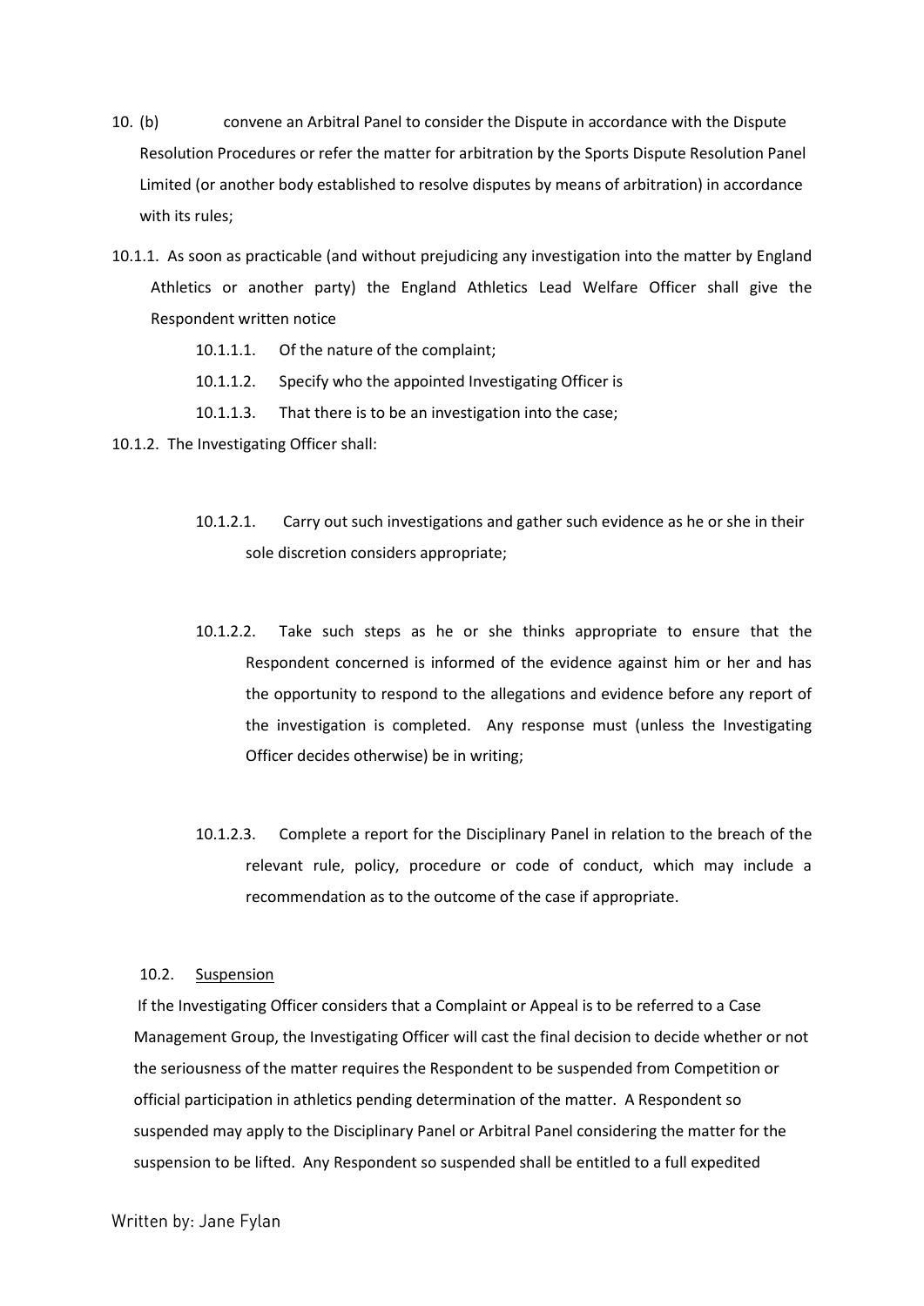10. (b) convene an Arbitral Panel to consider the Dispute in accordance with the Dispute Resolution Procedures or refer the matter for arbitration by the Sports Dispute Resolution Panel Limited (or another body established to resolve disputes by means of arbitration) in accordance with its rules;

10.1.1. As soon as practicable (and without prejudicing any investigation into the matter by England Athletics or another party) the England Athletics Lead Welfare Officer shall give the Respondent written notice

- 10.1.1.1. Of the nature of the complaint;
- 10.1.1.2. Specify who the appointed Investigating Officer is
- 10.1.1.3. That there is to be an investigation into the case;

10.1.2. The Investigating Officer shall:

- 10.1.2.1. Carry out such investigations and gather such evidence as he or she in their sole discretion considers appropriate;

- 10.1.2.2. Take such steps as he or she thinks appropriate to ensure that the Respondent concerned is informed of the evidence against him or her and has the opportunity to respond to the allegations and evidence before any report of the investigation is completed. Any response must (unless the Investigating Officer decides otherwise) be in writing;

- 10.1.2.3. Complete a report for the Disciplinary Panel in relation to the breach of the relevant rule, policy, procedure or code of conduct, which may include a recommendation as to the outcome of the case if appropriate.

10.2. Suspension

If the Investigating Officer considers that a Complaint or Appeal is to be referred to a Case Management Group, the Investigating Officer will cast the final decision to decide whether or not the seriousness of the matter requires the Respondent to be suspended from Competition or official participation in athletics pending determination of the matter. A Respondent so suspended may apply to the Disciplinary Panel or Arbitral Panel considering the matter for the suspension to be lifted. Any Respondent so suspended shall be entitled to a full expedited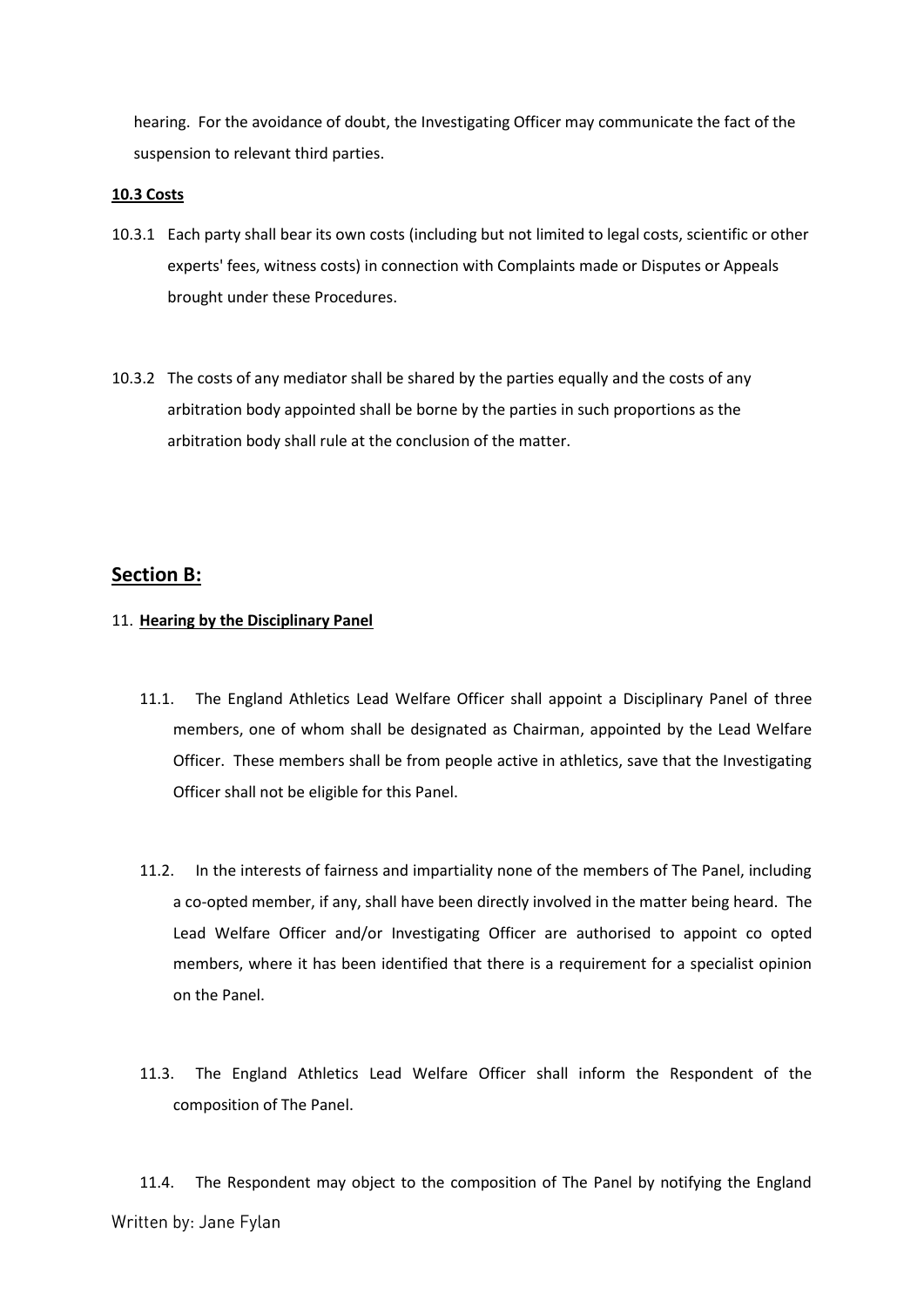hearing. For the avoidance of doubt, the Investigating Officer may communicate the fact of the suspension to relevant third parties.

**10.3 Costs**

10.3.1 Each party shall bear its own costs (including but not limited to legal costs, scientific or other experts' fees, witness costs) in connection with Complaints made or Disputes or Appeals brought under these Procedures.

10.3.2 The costs of any mediator shall be shared by the parties equally and the costs of any arbitration body appointed shall be borne by the parties in such proportions as the arbitration body shall rule at the conclusion of the matter.

## Section B:

11. **Hearing by the Disciplinary Panel**

11.1. The England Athletics Lead Welfare Officer shall appoint a Disciplinary Panel of three members, one of whom shall be designated as Chairman, appointed by the Lead Welfare Officer. These members shall be from people active in athletics, save that the Investigating Officer shall not be eligible for this Panel.

11.2. In the interests of fairness and impartiality none of the members of The Panel, including a co-opted member, if any, shall have been directly involved in the matter being heard. The Lead Welfare Officer and/or Investigating Officer are authorised to appoint co opted members, where it has been identified that there is a requirement for a specialist opinion on the Panel.

11.3. The England Athletics Lead Welfare Officer shall inform the Respondent of the composition of The Panel.

11.4. The Respondent may object to the composition of The Panel by notifying the England

Written by: Jane Fylan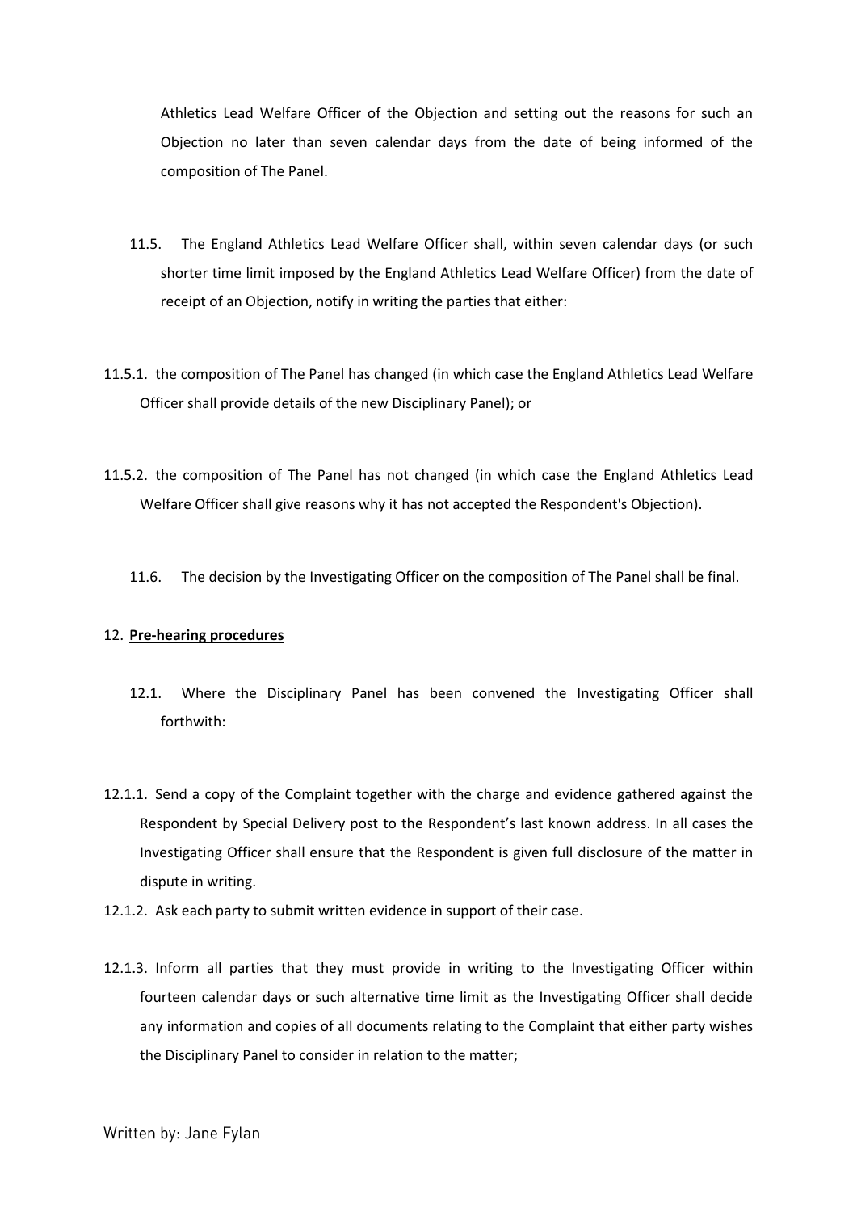Athletics Lead Welfare Officer of the Objection and setting out the reasons for such an Objection no later than seven calendar days from the date of being informed of the composition of The Panel.

11.5. The England Athletics Lead Welfare Officer shall, within seven calendar days (or such shorter time limit imposed by the England Athletics Lead Welfare Officer) from the date of receipt of an Objection, notify in writing the parties that either:

11.5.1. the composition of The Panel has changed (in which case the England Athletics Lead Welfare Officer shall provide details of the new Disciplinary Panel); or

11.5.2. the composition of The Panel has not changed (in which case the England Athletics Lead Welfare Officer shall give reasons why it has not accepted the Respondent's Objection).

11.6. The decision by the Investigating Officer on the composition of The Panel shall be final.

## 12. **Pre-hearing procedures**

12.1. Where the Disciplinary Panel has been convened the Investigating Officer shall forthwith:

12.1.1. Send a copy of the Complaint together with the charge and evidence gathered against the Respondent by Special Delivery post to the Respondent's last known address. In all cases the Investigating Officer shall ensure that the Respondent is given full disclosure of the matter in dispute in writing.

12.1.2. Ask each party to submit written evidence in support of their case.

12.1.3. Inform all parties that they must provide in writing to the Investigating Officer within fourteen calendar days or such alternative time limit as the Investigating Officer shall decide any information and copies of all documents relating to the Complaint that either party wishes the Disciplinary Panel to consider in relation to the matter;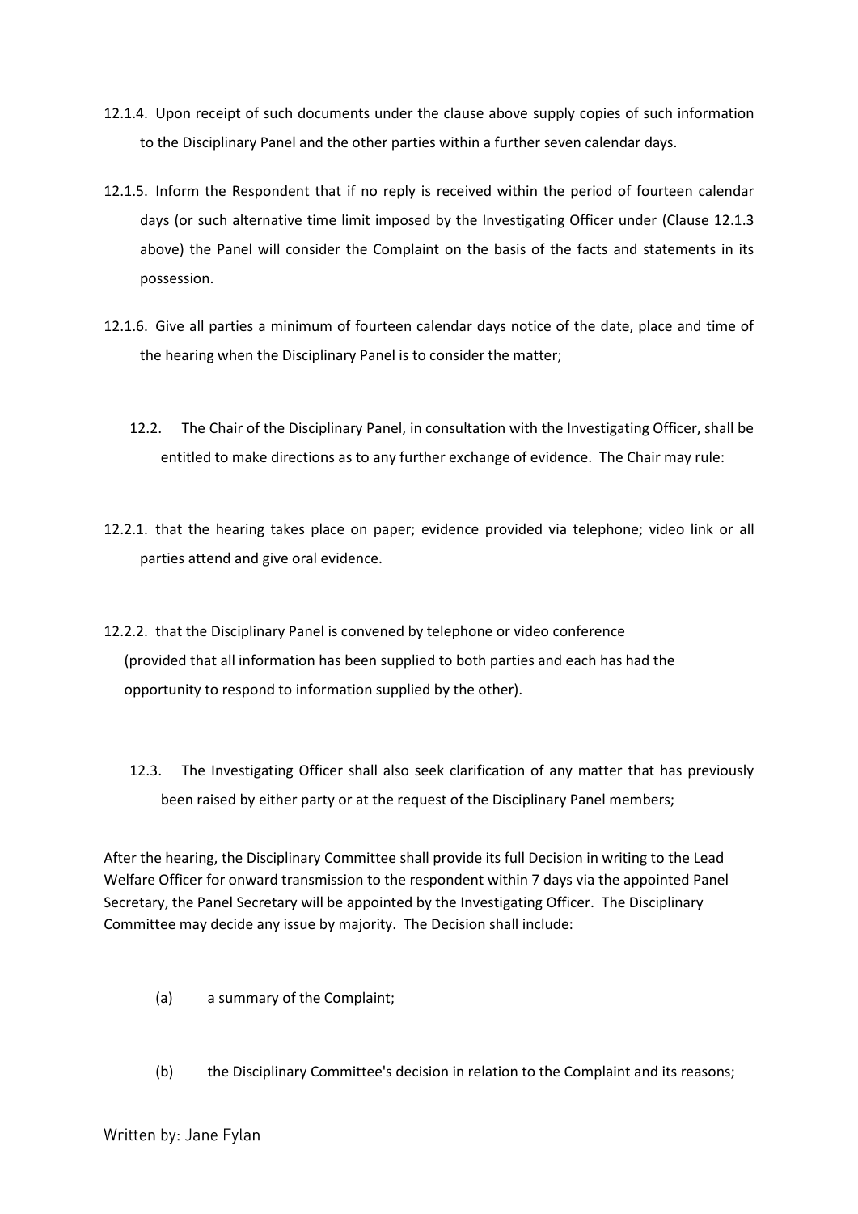12.1.4. Upon receipt of such documents under the clause above supply copies of such information to the Disciplinary Panel and the other parties within a further seven calendar days.

12.1.5. Inform the Respondent that if no reply is received within the period of fourteen calendar days (or such alternative time limit imposed by the Investigating Officer under (Clause 12.1.3 above) the Panel will consider the Complaint on the basis of the facts and statements in its possession.

12.1.6. Give all parties a minimum of fourteen calendar days notice of the date, place and time of the hearing when the Disciplinary Panel is to consider the matter;

12.2. The Chair of the Disciplinary Panel, in consultation with the Investigating Officer, shall be entitled to make directions as to any further exchange of evidence. The Chair may rule:

12.2.1. that the hearing takes place on paper; evidence provided via telephone; video link or all parties attend and give oral evidence.

12.2.2. that the Disciplinary Panel is convened by telephone or video conference (provided that all information has been supplied to both parties and each has had the opportunity to respond to information supplied by the other).

12.3. The Investigating Officer shall also seek clarification of any matter that has previously been raised by either party or at the request of the Disciplinary Panel members;

After the hearing, the Disciplinary Committee shall provide its full Decision in writing to the Lead Welfare Officer for onward transmission to the respondent within 7 days via the appointed Panel Secretary, the Panel Secretary will be appointed by the Investigating Officer. The Disciplinary Committee may decide any issue by majority. The Decision shall include:

(a) a summary of the Complaint;

(b) the Disciplinary Committee's decision in relation to the Complaint and its reasons;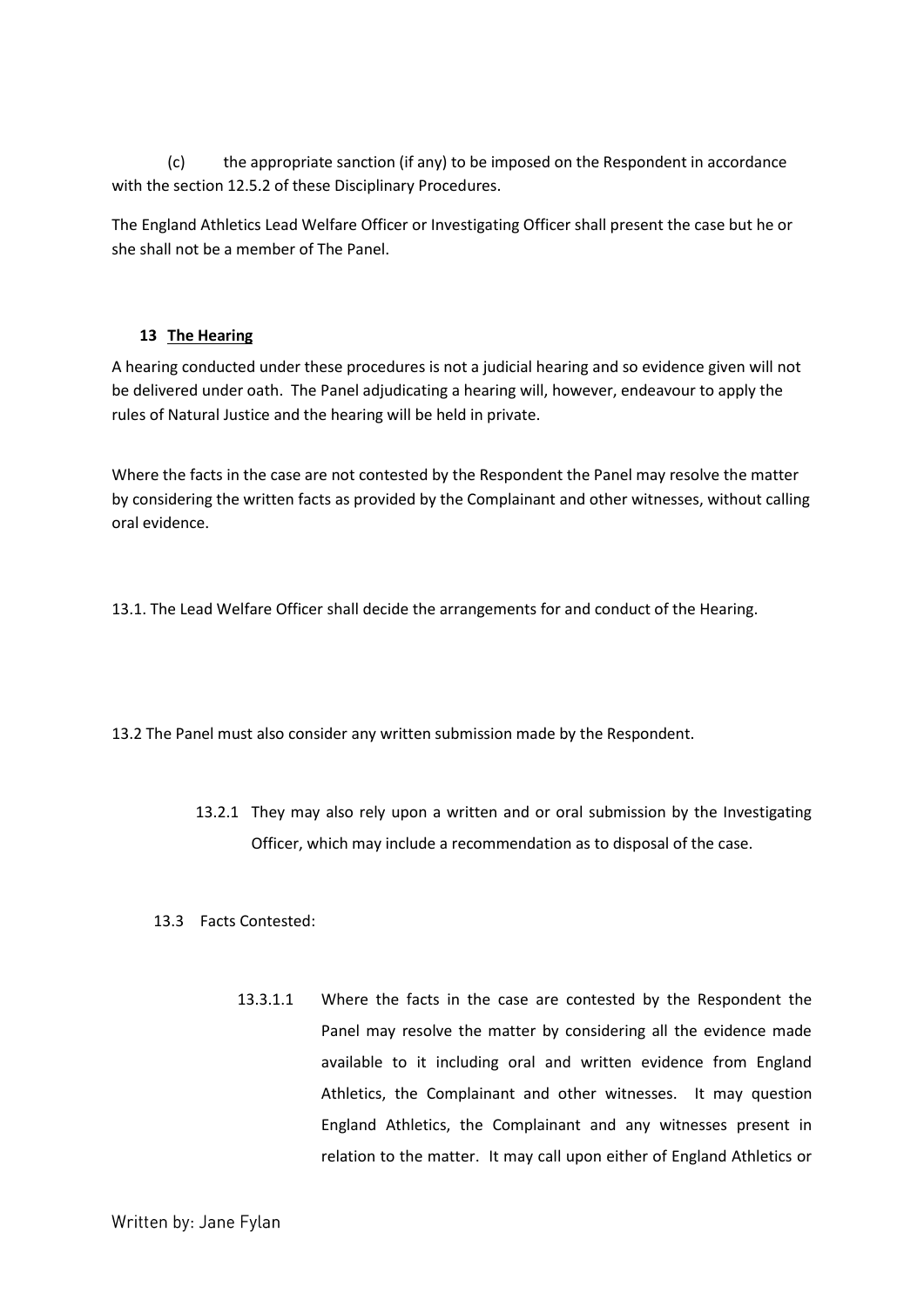(c) the appropriate sanction (if any) to be imposed on the Respondent in accordance with the section 12.5.2 of these Disciplinary Procedures.

The England Athletics Lead Welfare Officer or Investigating Officer shall present the case but he or she shall not be a member of The Panel.

## 13 The Hearing

A hearing conducted under these procedures is not a judicial hearing and so evidence given will not be delivered under oath. The Panel adjudicating a hearing will, however, endeavour to apply the rules of Natural Justice and the hearing will be held in private.

Where the facts in the case are not contested by the Respondent the Panel may resolve the matter by considering the written facts as provided by the Complainant and other witnesses, without calling oral evidence.

13.1. The Lead Welfare Officer shall decide the arrangements for and conduct of the Hearing.

13.2 The Panel must also consider any written submission made by the Respondent.

13.2.1 They may also rely upon a written and or oral submission by the Investigating Officer, which may include a recommendation as to disposal of the case.

13.3 Facts Contested:

13.3.1.1 Where the facts in the case are contested by the Respondent the Panel may resolve the matter by considering all the evidence made available to it including oral and written evidence from England Athletics, the Complainant and other witnesses. It may question England Athletics, the Complainant and any witnesses present in relation to the matter. It may call upon either of England Athletics or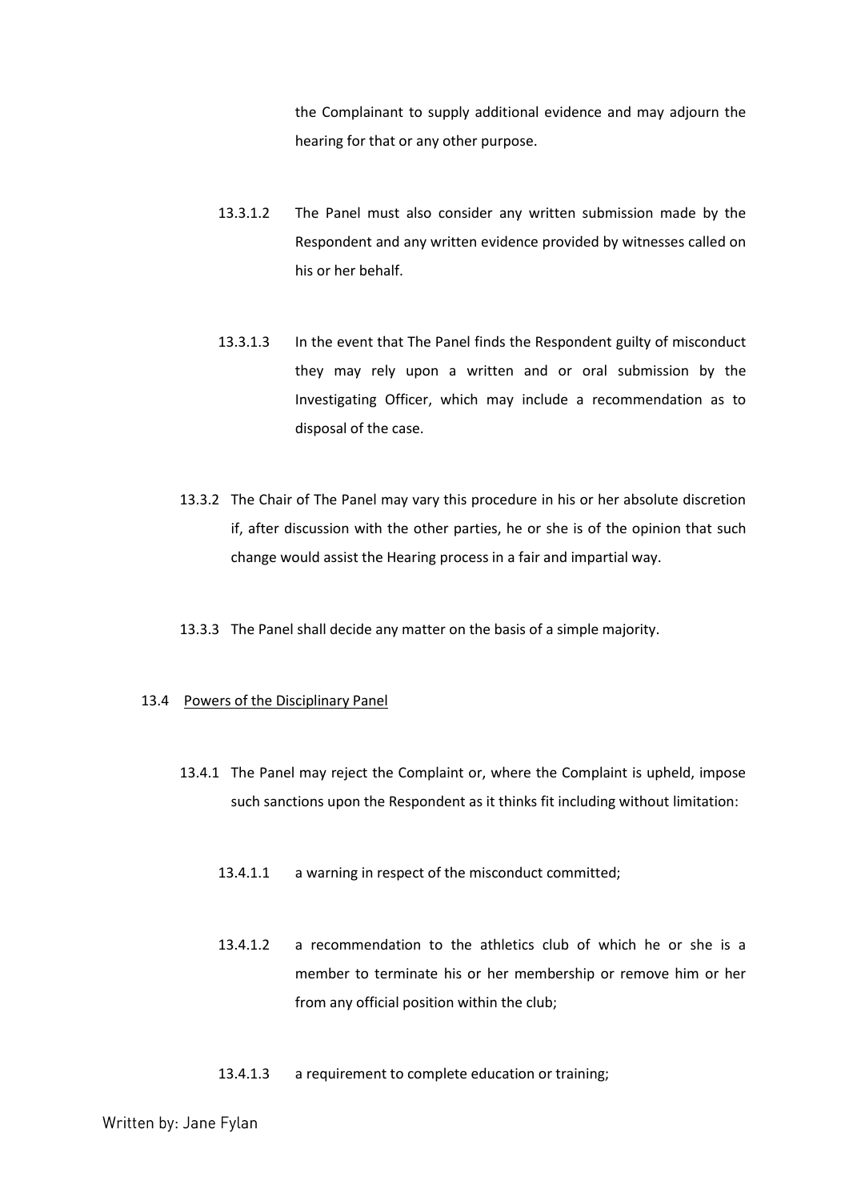the Complainant to supply additional evidence and may adjourn the hearing for that or any other purpose.

13.3.1.2 The Panel must also consider any written submission made by the Respondent and any written evidence provided by witnesses called on his or her behalf.

13.3.1.3 In the event that The Panel finds the Respondent guilty of misconduct they may rely upon a written and or oral submission by the Investigating Officer, which may include a recommendation as to disposal of the case.

13.3.2 The Chair of The Panel may vary this procedure in his or her absolute discretion if, after discussion with the other parties, he or she is of the opinion that such change would assist the Hearing process in a fair and impartial way.

13.3.3 The Panel shall decide any matter on the basis of a simple majority.

13.4 <u>Powers of the Disciplinary Panel</u>

13.4.1 The Panel may reject the Complaint or, where the Complaint is upheld, impose such sanctions upon the Respondent as it thinks fit including without limitation:

13.4.1.1 a warning in respect of the misconduct committed;

13.4.1.2 a recommendation to the athletics club of which he or she is a member to terminate his or her membership or remove him or her from any official position within the club;

13.4.1.3 a requirement to complete education or training;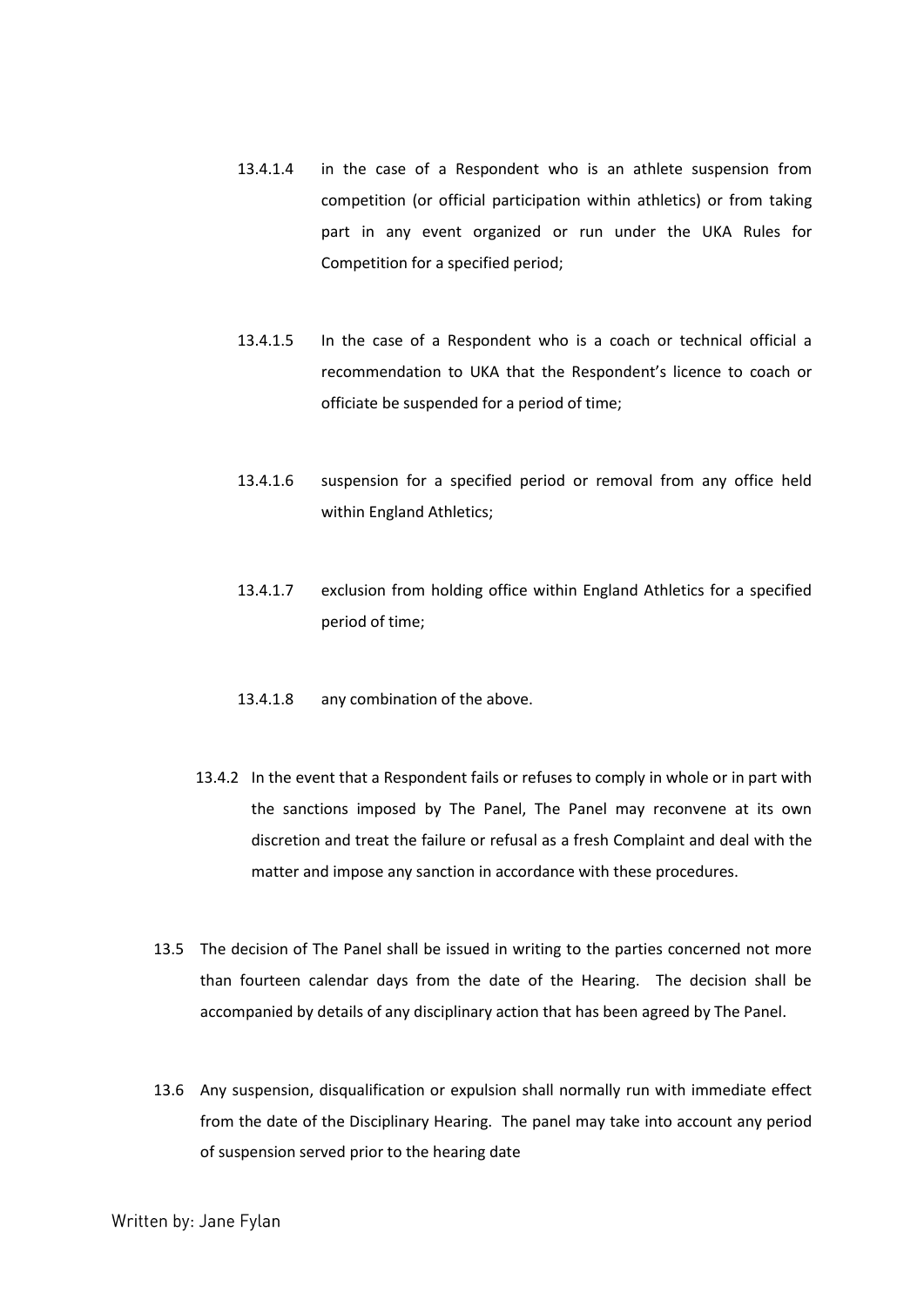13.4.1.4 in the case of a Respondent who is an athlete suspension from competition (or official participation within athletics) or from taking part in any event organized or run under the UKA Rules for Competition for a specified period;

13.4.1.5 In the case of a Respondent who is a coach or technical official a recommendation to UKA that the Respondent's licence to coach or officiate be suspended for a period of time;

13.4.1.6 suspension for a specified period or removal from any office held within England Athletics;

13.4.1.7 exclusion from holding office within England Athletics for a specified period of time;

13.4.1.8 any combination of the above.

13.4.2 In the event that a Respondent fails or refuses to comply in whole or in part with the sanctions imposed by The Panel, The Panel may reconvene at its own discretion and treat the failure or refusal as a fresh Complaint and deal with the matter and impose any sanction in accordance with these procedures.

13.5 The decision of The Panel shall be issued in writing to the parties concerned not more than fourteen calendar days from the date of the Hearing. The decision shall be accompanied by details of any disciplinary action that has been agreed by The Panel.

13.6 Any suspension, disqualification or expulsion shall normally run with immediate effect from the date of the Disciplinary Hearing. The panel may take into account any period of suspension served prior to the hearing date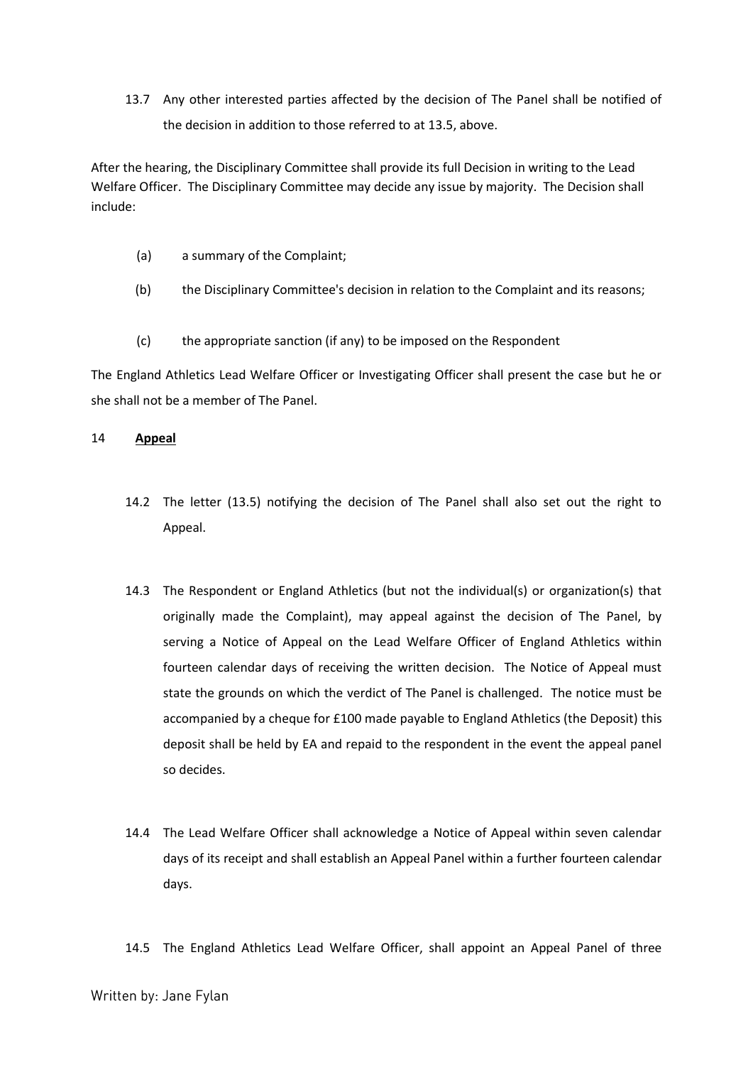13.7 Any other interested parties affected by the decision of The Panel shall be notified of the decision in addition to those referred to at 13.5, above.

After the hearing, the Disciplinary Committee shall provide its full Decision in writing to the Lead Welfare Officer. The Disciplinary Committee may decide any issue by majority. The Decision shall include:

(a) a summary of the Complaint;

(b) the Disciplinary Committee's decision in relation to the Complaint and its reasons;

(c) the appropriate sanction (if any) to be imposed on the Respondent

The England Athletics Lead Welfare Officer or Investigating Officer shall present the case but he or she shall not be a member of The Panel.

## 14 **Appeal**

14.2 The letter (13.5) notifying the decision of The Panel shall also set out the right to Appeal.

14.3 The Respondent or England Athletics (but not the individual(s) or organization(s) that originally made the Complaint), may appeal against the decision of The Panel, by serving a Notice of Appeal on the Lead Welfare Officer of England Athletics within fourteen calendar days of receiving the written decision. The Notice of Appeal must state the grounds on which the verdict of The Panel is challenged. The notice must be accompanied by a cheque for £100 made payable to England Athletics (the Deposit) this deposit shall be held by EA and repaid to the respondent in the event the appeal panel so decides.

14.4 The Lead Welfare Officer shall acknowledge a Notice of Appeal within seven calendar days of its receipt and shall establish an Appeal Panel within a further fourteen calendar days.

14.5 The England Athletics Lead Welfare Officer, shall appoint an Appeal Panel of three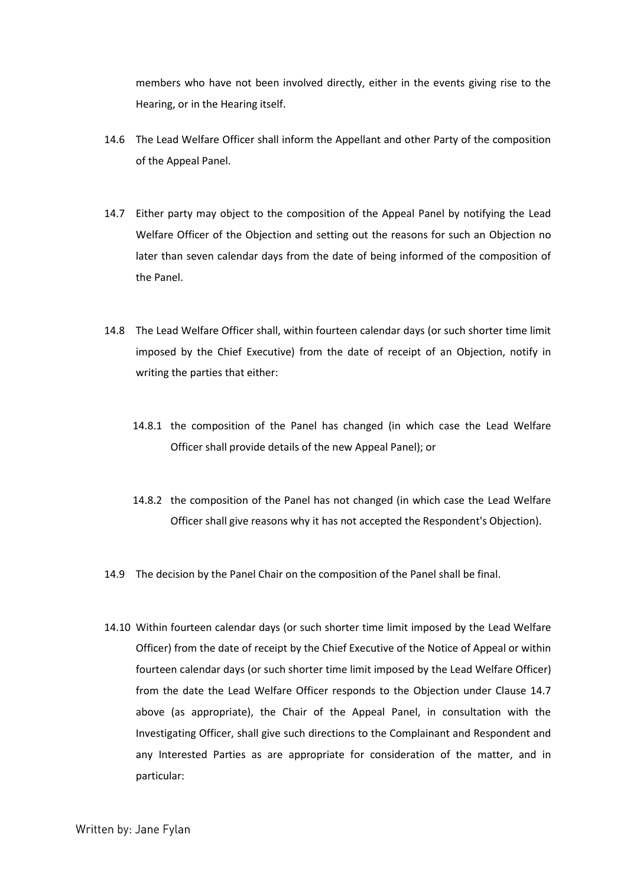members who have not been involved directly, either in the events giving rise to the Hearing, or in the Hearing itself.

14.6 The Lead Welfare Officer shall inform the Appellant and other Party of the composition of the Appeal Panel.

14.7 Either party may object to the composition of the Appeal Panel by notifying the Lead Welfare Officer of the Objection and setting out the reasons for such an Objection no later than seven calendar days from the date of being informed of the composition of the Panel.

14.8 The Lead Welfare Officer shall, within fourteen calendar days (or such shorter time limit imposed by the Chief Executive) from the date of receipt of an Objection, notify in writing the parties that either:

14.8.1 the composition of the Panel has changed (in which case the Lead Welfare Officer shall provide details of the new Appeal Panel); or

14.8.2 the composition of the Panel has not changed (in which case the Lead Welfare Officer shall give reasons why it has not accepted the Respondent's Objection).

14.9 The decision by the Panel Chair on the composition of the Panel shall be final.

14.10 Within fourteen calendar days (or such shorter time limit imposed by the Lead Welfare Officer) from the date of receipt by the Chief Executive of the Notice of Appeal or within fourteen calendar days (or such shorter time limit imposed by the Lead Welfare Officer) from the date the Lead Welfare Officer responds to the Objection under Clause 14.7 above (as appropriate), the Chair of the Appeal Panel, in consultation with the Investigating Officer, shall give such directions to the Complainant and Respondent and any Interested Parties as are appropriate for consideration of the matter, and in particular: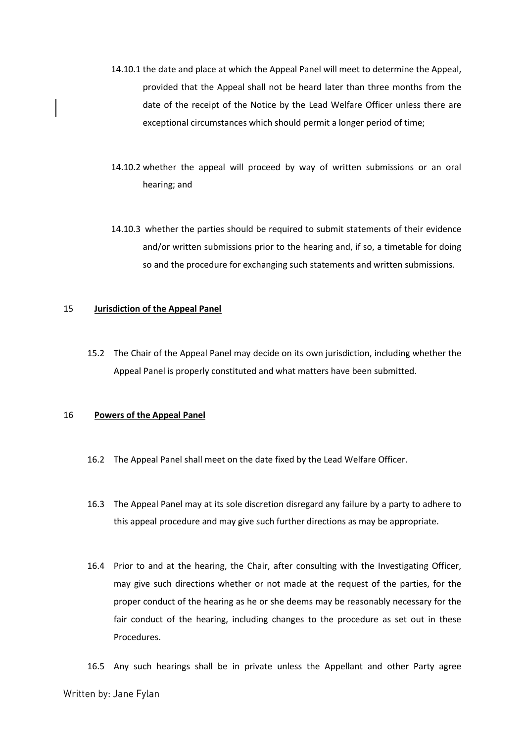14.10.1 the date and place at which the Appeal Panel will meet to determine the Appeal, provided that the Appeal shall not be heard later than three months from the date of the receipt of the Notice by the Lead Welfare Officer unless there are exceptional circumstances which should permit a longer period of time;

14.10.2 whether the appeal will proceed by way of written submissions or an oral hearing; and

14.10.3 whether the parties should be required to submit statements of their evidence and/or written submissions prior to the hearing and, if so, a timetable for doing so and the procedure for exchanging such statements and written submissions.

## 15 Jurisdiction of the Appeal Panel

15.2 The Chair of the Appeal Panel may decide on its own jurisdiction, including whether the Appeal Panel is properly constituted and what matters have been submitted.

## 16 Powers of the Appeal Panel

16.2 The Appeal Panel shall meet on the date fixed by the Lead Welfare Officer.

16.3 The Appeal Panel may at its sole discretion disregard any failure by a party to adhere to this appeal procedure and may give such further directions as may be appropriate.

16.4 Prior to and at the hearing, the Chair, after consulting with the Investigating Officer, may give such directions whether or not made at the request of the parties, for the proper conduct of the hearing as he or she deems may be reasonably necessary for the fair conduct of the hearing, including changes to the procedure as set out in these Procedures.

16.5 Any such hearings shall be in private unless the Appellant and other Party agree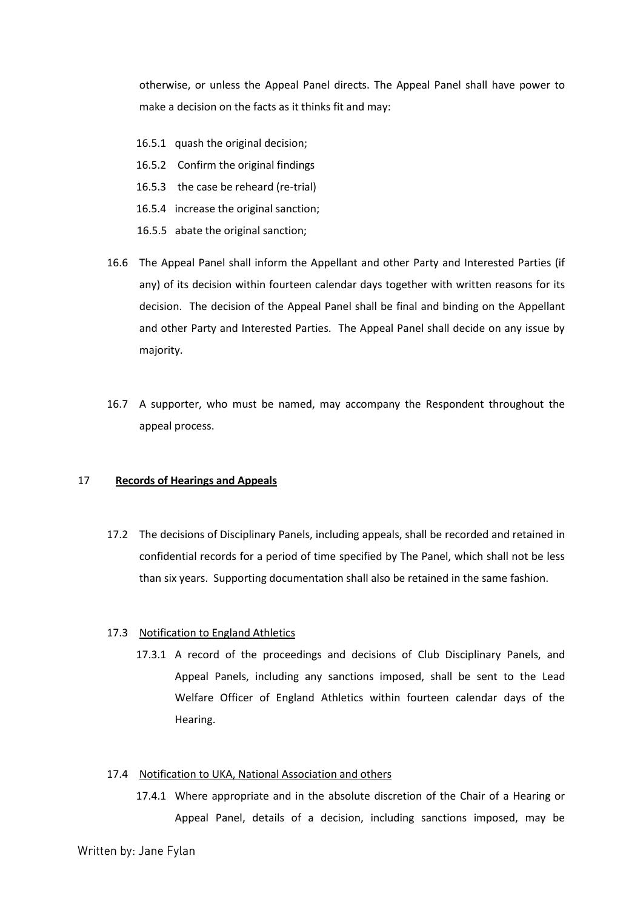otherwise, or unless the Appeal Panel directs. The Appeal Panel shall have power to make a decision on the facts as it thinks fit and may:

16.5.1 quash the original decision;

16.5.2 Confirm the original findings

16.5.3 the case be reheard (re-trial)

16.5.4 increase the original sanction;

16.5.5 abate the original sanction;

16.6 The Appeal Panel shall inform the Appellant and other Party and Interested Parties (if any) of its decision within fourteen calendar days together with written reasons for its decision. The decision of the Appeal Panel shall be final and binding on the Appellant and other Party and Interested Parties. The Appeal Panel shall decide on any issue by majority.

16.7 A supporter, who must be named, may accompany the Respondent throughout the appeal process.

## 17 <u>**Records of Hearings and Appeals**</u>

17.2 The decisions of Disciplinary Panels, including appeals, shall be recorded and retained in confidential records for a period of time specified by The Panel, which shall not be less than six years. Supporting documentation shall also be retained in the same fashion.

17.3 <u>Notification to England Athletics</u>

17.3.1 A record of the proceedings and decisions of Club Disciplinary Panels, and Appeal Panels, including any sanctions imposed, shall be sent to the Lead Welfare Officer of England Athletics within fourteen calendar days of the Hearing.

17.4 <u>Notification to UKA, National Association and others</u>

17.4.1 Where appropriate and in the absolute discretion of the Chair of a Hearing or Appeal Panel, details of a decision, including sanctions imposed, may be

Written by: Jane Fylan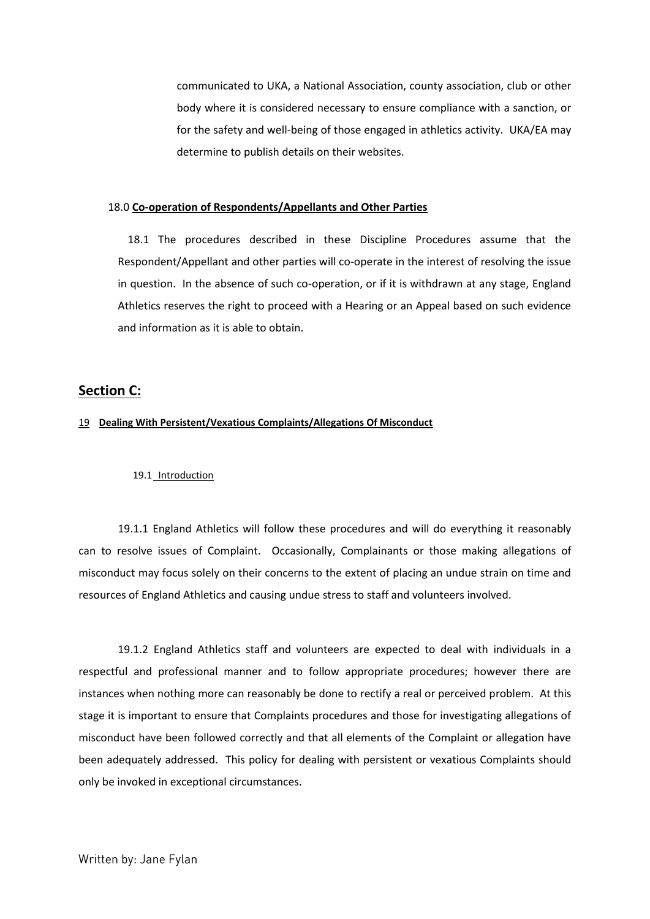communicated to UKA, a National Association, county association, club or other body where it is considered necessary to ensure compliance with a sanction, or for the safety and well-being of those engaged in athletics activity. UKA/EA may determine to publish details on their websites.

18.0 **Co-operation of Respondents/Appellants and Other Parties**

18.1 The procedures described in these Discipline Procedures assume that the Respondent/Appellant and other parties will co-operate in the interest of resolving the issue in question. In the absence of such co-operation, or if it is withdrawn at any stage, England Athletics reserves the right to proceed with a Hearing or an Appeal based on such evidence and information as it is able to obtain.

## Section C:

### 19 Dealing With Persistent/Vexatious Complaints/Allegations Of Misconduct

19.1 Introduction

19.1.1 England Athletics will follow these procedures and will do everything it reasonably can to resolve issues of Complaint. Occasionally, Complainants or those making allegations of misconduct may focus solely on their concerns to the extent of placing an undue strain on time and resources of England Athletics and causing undue stress to staff and volunteers involved.

19.1.2 England Athletics staff and volunteers are expected to deal with individuals in a respectful and professional manner and to follow appropriate procedures; however there are instances when nothing more can reasonably be done to rectify a real or perceived problem. At this stage it is important to ensure that Complaints procedures and those for investigating allegations of misconduct have been followed correctly and that all elements of the Complaint or allegation have been adequately addressed. This policy for dealing with persistent or vexatious Complaints should only be invoked in exceptional circumstances.

Written by: Jane Fylan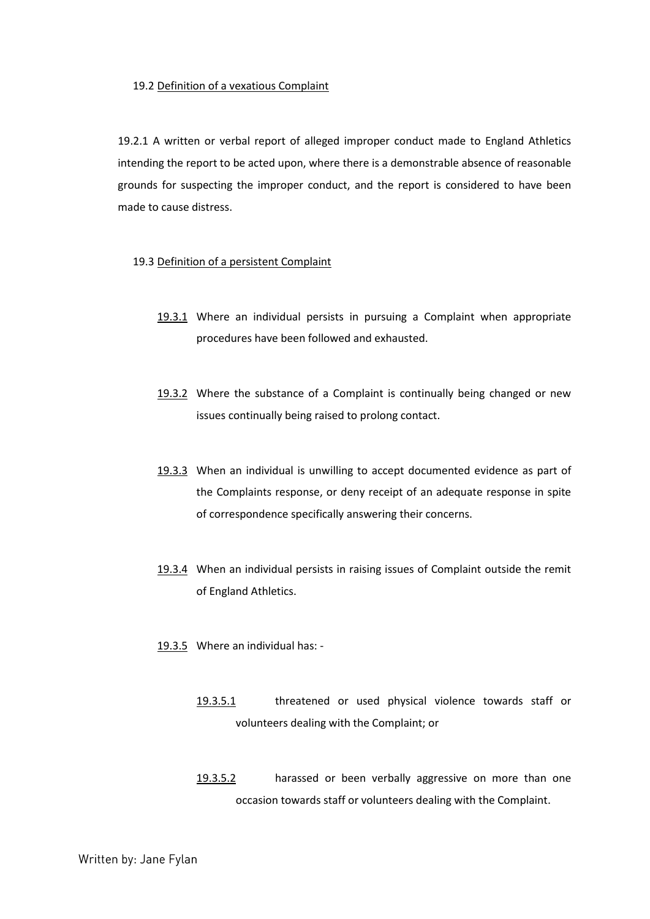19.2 <u>Definition of a vexatious Complaint</u>

19.2.1 A written or verbal report of alleged improper conduct made to England Athletics intending the report to be acted upon, where there is a demonstrable absence of reasonable grounds for suspecting the improper conduct, and the report is considered to have been made to cause distress.

19.3 <u>Definition of a persistent Complaint</u>

<u>19.3.1</u> Where an individual persists in pursuing a Complaint when appropriate procedures have been followed and exhausted.

<u>19.3.2</u> Where the substance of a Complaint is continually being changed or new issues continually being raised to prolong contact.

<u>19.3.3</u> When an individual is unwilling to accept documented evidence as part of the Complaints response, or deny receipt of an adequate response in spite of correspondence specifically answering their concerns.

<u>19.3.4</u> When an individual persists in raising issues of Complaint outside the remit of England Athletics.

<u>19.3.5</u> Where an individual has: -

<u>19.3.5.1</u> threatened or used physical violence towards staff or volunteers dealing with the Complaint; or

<u>19.3.5.2</u> harassed or been verbally aggressive on more than one occasion towards staff or volunteers dealing with the Complaint.

Written by: Jane Fylan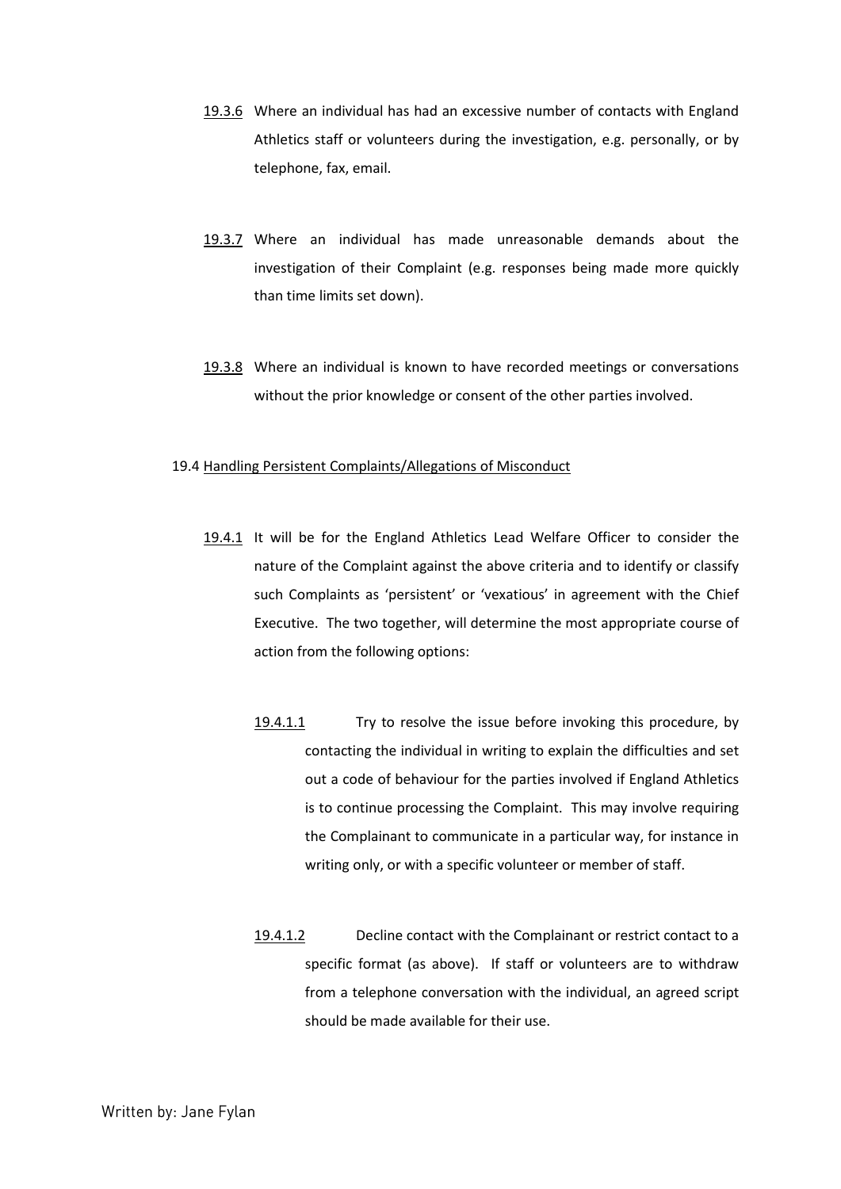19.3.6 Where an individual has had an excessive number of contacts with England Athletics staff or volunteers during the investigation, e.g. personally, or by telephone, fax, email.

19.3.7 Where an individual has made unreasonable demands about the investigation of their Complaint (e.g. responses being made more quickly than time limits set down).

19.3.8 Where an individual is known to have recorded meetings or conversations without the prior knowledge or consent of the other parties involved.

19.4 Handling Persistent Complaints/Allegations of Misconduct

19.4.1 It will be for the England Athletics Lead Welfare Officer to consider the nature of the Complaint against the above criteria and to identify or classify such Complaints as 'persistent' or 'vexatious' in agreement with the Chief Executive. The two together, will determine the most appropriate course of action from the following options:

19.4.1.1 Try to resolve the issue before invoking this procedure, by contacting the individual in writing to explain the difficulties and set out a code of behaviour for the parties involved if England Athletics is to continue processing the Complaint. This may involve requiring the Complainant to communicate in a particular way, for instance in writing only, or with a specific volunteer or member of staff.

19.4.1.2 Decline contact with the Complainant or restrict contact to a specific format (as above). If staff or volunteers are to withdraw from a telephone conversation with the individual, an agreed script should be made available for their use.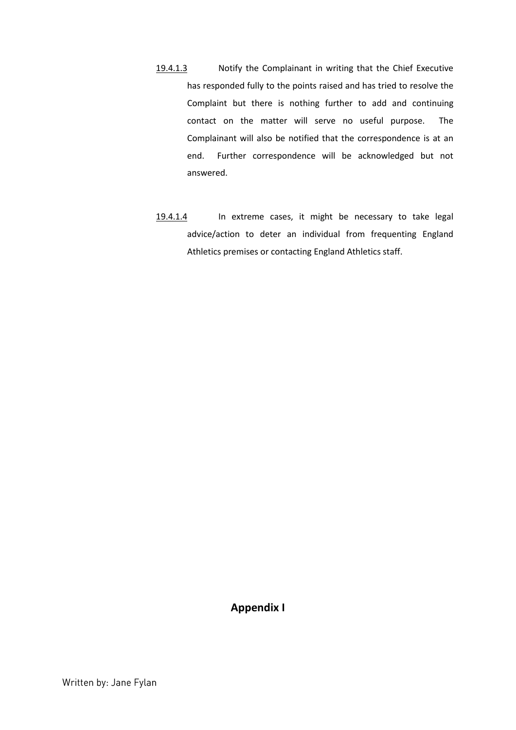19.4.1.3 Notify the Complainant in writing that the Chief Executive has responded fully to the points raised and has tried to resolve the Complaint but there is nothing further to add and continuing contact on the matter will serve no useful purpose. The Complainant will also be notified that the correspondence is at an end. Further correspondence will be acknowledged but not answered.

19.4.1.4 In extreme cases, it might be necessary to take legal advice/action to deter an individual from frequenting England Athletics premises or contacting England Athletics staff.

## Appendix I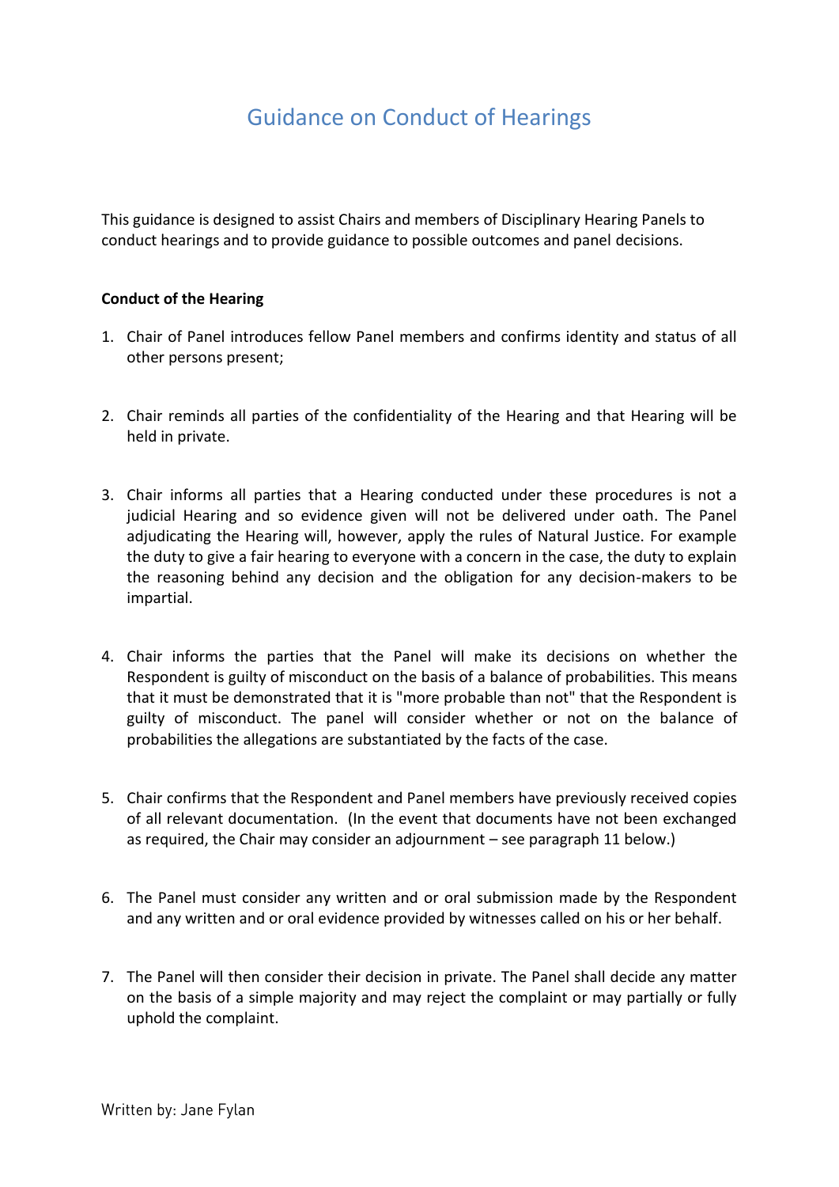# Guidance on Conduct of Hearings

This guidance is designed to assist Chairs and members of Disciplinary Hearing Panels to conduct hearings and to provide guidance to possible outcomes and panel decisions.

**Conduct of the Hearing**

1. Chair of Panel introduces fellow Panel members and confirms identity and status of all other persons present;

2. Chair reminds all parties of the confidentiality of the Hearing and that Hearing will be held in private.

3. Chair informs all parties that a Hearing conducted under these procedures is not a judicial Hearing and so evidence given will not be delivered under oath. The Panel adjudicating the Hearing will, however, apply the rules of Natural Justice. For example the duty to give a fair hearing to everyone with a concern in the case, the duty to explain the reasoning behind any decision and the obligation for any decision-makers to be impartial.

4. Chair informs the parties that the Panel will make its decisions on whether the Respondent is guilty of misconduct on the basis of a balance of probabilities. This means that it must be demonstrated that it is "more probable than not" that the Respondent is guilty of misconduct. The panel will consider whether or not on the balance of probabilities the allegations are substantiated by the facts of the case.

5. Chair confirms that the Respondent and Panel members have previously received copies of all relevant documentation. (In the event that documents have not been exchanged as required, the Chair may consider an adjournment – see paragraph 11 below.)

6. The Panel must consider any written and or oral submission made by the Respondent and any written and or oral evidence provided by witnesses called on his or her behalf.

7. The Panel will then consider their decision in private. The Panel shall decide any matter on the basis of a simple majority and may reject the complaint or may partially or fully uphold the complaint.

Written by: Jane Fylan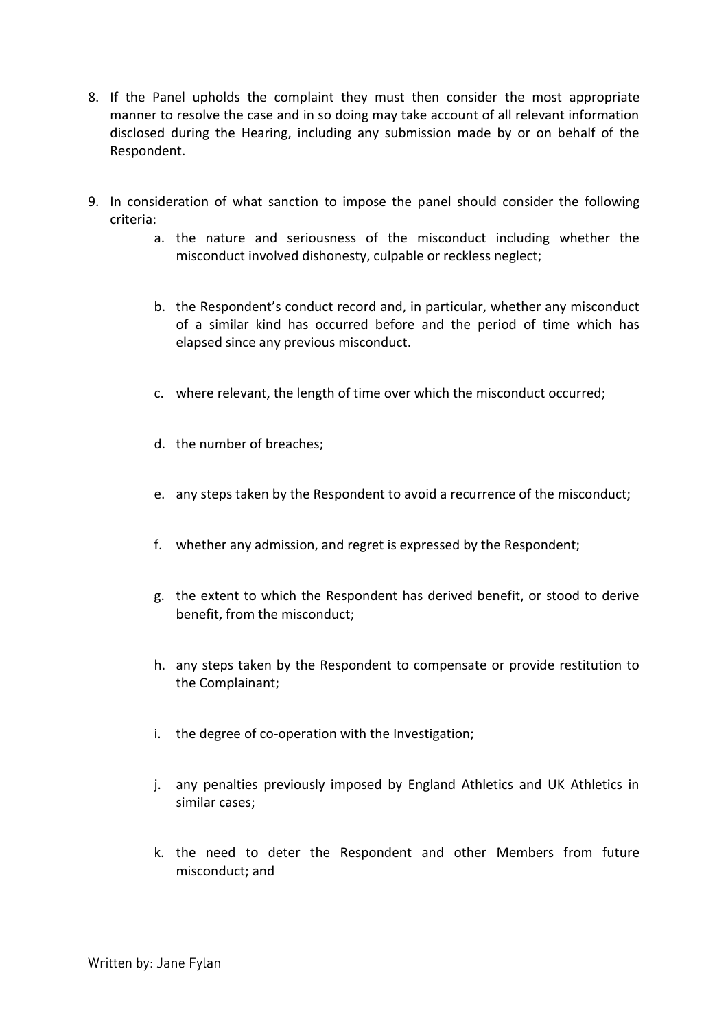8. If the Panel upholds the complaint they must then consider the most appropriate manner to resolve the case and in so doing may take account of all relevant information disclosed during the Hearing, including any submission made by or on behalf of the Respondent.

9. In consideration of what sanction to impose the panel should consider the following criteria:

    a. the nature and seriousness of the misconduct including whether the misconduct involved dishonesty, culpable or reckless neglect;

    b. the Respondent's conduct record and, in particular, whether any misconduct of a similar kind has occurred before and the period of time which has elapsed since any previous misconduct.

    c. where relevant, the length of time over which the misconduct occurred;

    d. the number of breaches;

    e. any steps taken by the Respondent to avoid a recurrence of the misconduct;

    f. whether any admission, and regret is expressed by the Respondent;

    g. the extent to which the Respondent has derived benefit, or stood to derive benefit, from the misconduct;

    h. any steps taken by the Respondent to compensate or provide restitution to the Complainant;

    i. the degree of co-operation with the Investigation;

    j. any penalties previously imposed by England Athletics and UK Athletics in similar cases;

    k. the need to deter the Respondent and other Members from future misconduct; and

Written by: Jane Fylan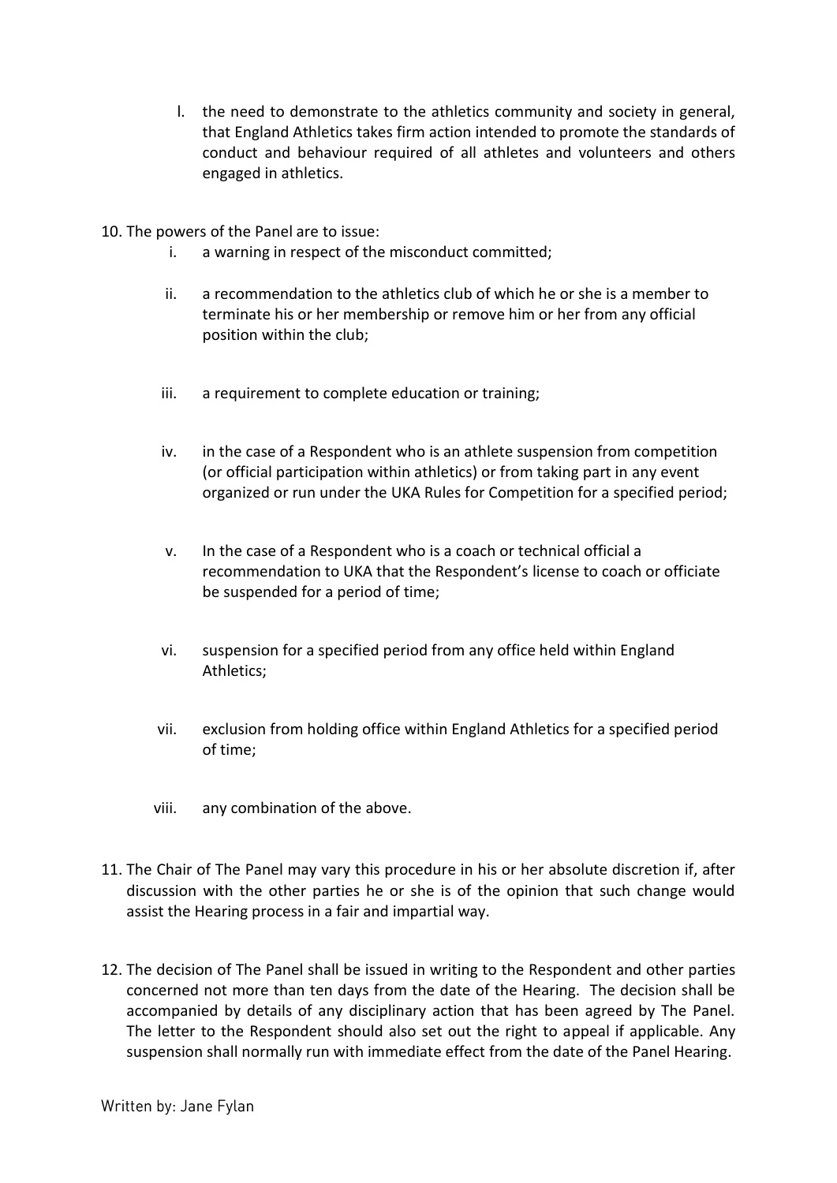l. the need to demonstrate to the athletics community and society in general, that England Athletics takes firm action intended to promote the standards of conduct and behaviour required of all athletes and volunteers and others engaged in athletics.

10. The powers of the Panel are to issue:
    i. a warning in respect of the misconduct committed;
    ii. a recommendation to the athletics club of which he or she is a member to terminate his or her membership or remove him or her from any official position within the club;
    iii. a requirement to complete education or training;
    iv. in the case of a Respondent who is an athlete suspension from competition (or official participation within athletics) or from taking part in any event organized or run under the UKA Rules for Competition for a specified period;
    v. In the case of a Respondent who is a coach or technical official a recommendation to UKA that the Respondent's license to coach or officiate be suspended for a period of time;
    vi. suspension for a specified period from any office held within England Athletics;
    vii. exclusion from holding office within England Athletics for a specified period of time;
    viii. any combination of the above.

11. The Chair of The Panel may vary this procedure in his or her absolute discretion if, after discussion with the other parties he or she is of the opinion that such change would assist the Hearing process in a fair and impartial way.

12. The decision of The Panel shall be issued in writing to the Respondent and other parties concerned not more than ten days from the date of the Hearing. The decision shall be accompanied by details of any disciplinary action that has been agreed by The Panel. The letter to the Respondent should also set out the right to appeal if applicable. Any suspension shall normally run with immediate effect from the date of the Panel Hearing.

Written by: Jane Fylan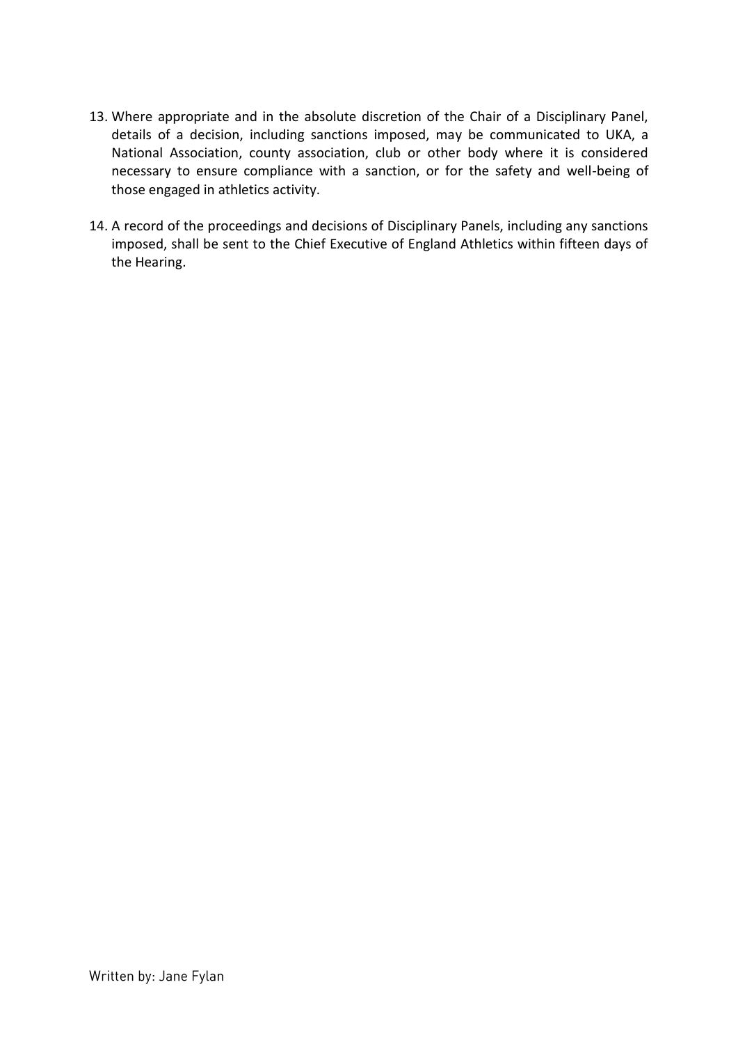13. Where appropriate and in the absolute discretion of the Chair of a Disciplinary Panel, details of a decision, including sanctions imposed, may be communicated to UKA, a National Association, county association, club or other body where it is considered necessary to ensure compliance with a sanction, or for the safety and well-being of those engaged in athletics activity.

14. A record of the proceedings and decisions of Disciplinary Panels, including any sanctions imposed, shall be sent to the Chief Executive of England Athletics within fifteen days of the Hearing.

Written by: Jane Fylan